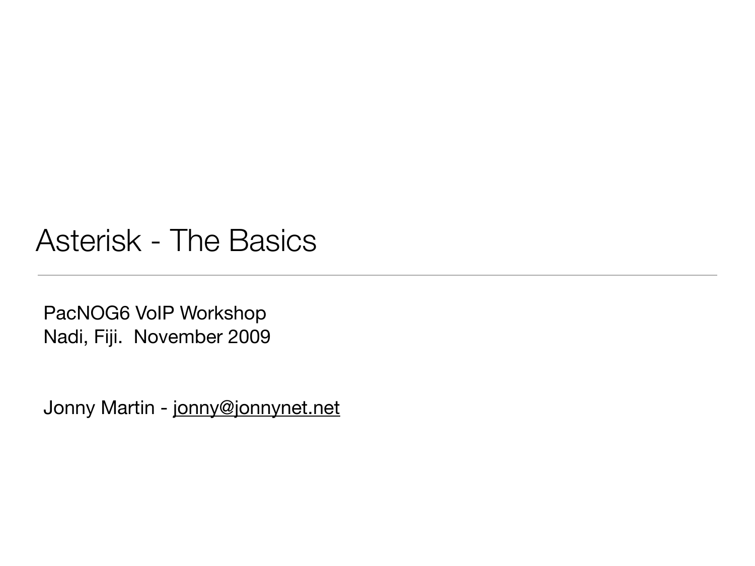# Asterisk - The Basics

PacNOG6 VoIP Workshop
Nadi, Fiji. November 2009

Jonny Martin - jonny@jonnynet.net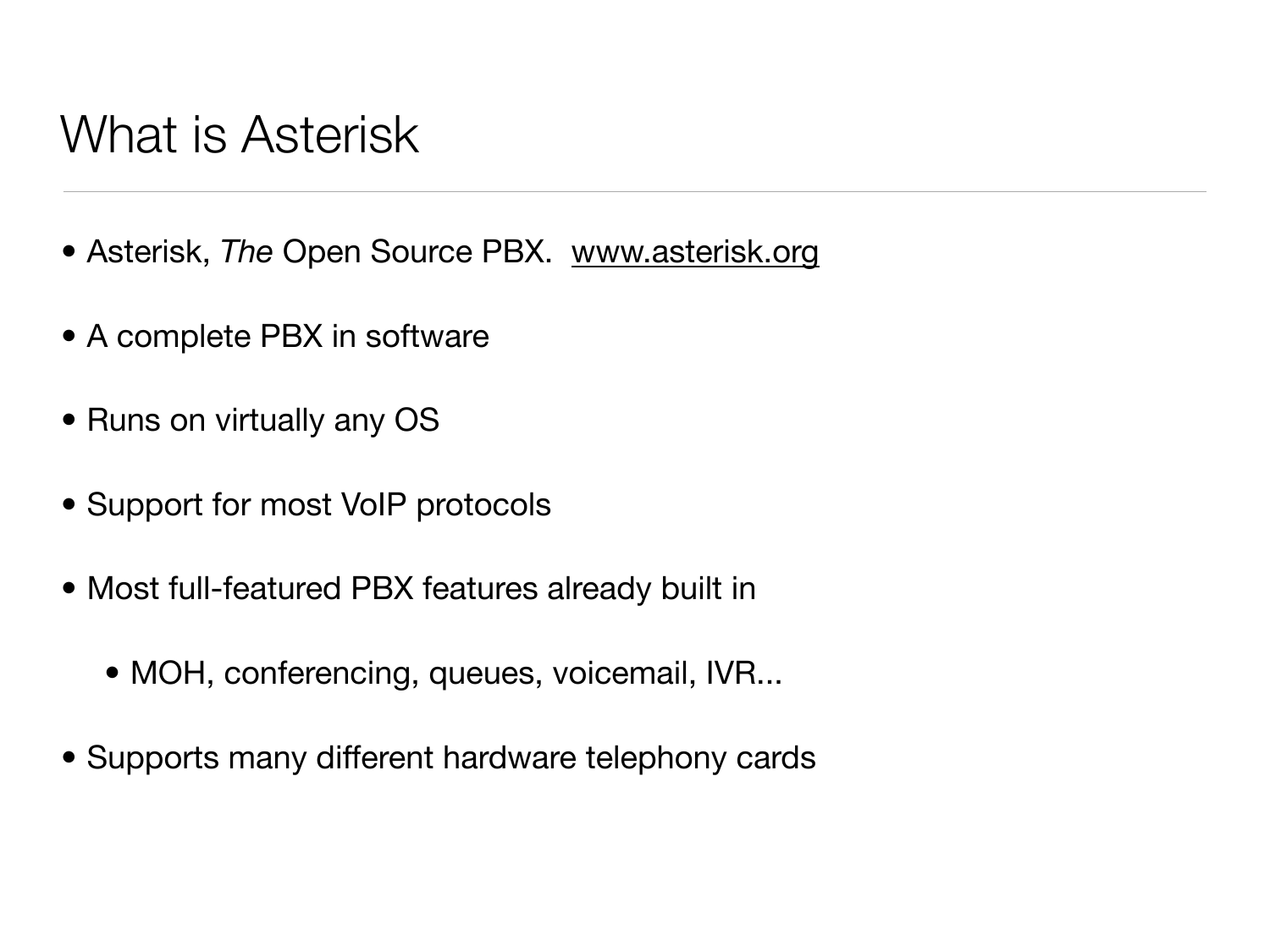# What is Asterisk

- Asterisk, *The* Open Source PBX.  www.asterisk.org
- A complete PBX in software
- Runs on virtually any OS
- Support for most VoIP protocols
- Most full-featured PBX features already built in
    - MOH, conferencing, queues, voicemail, IVR...
- Supports many different hardware telephony cards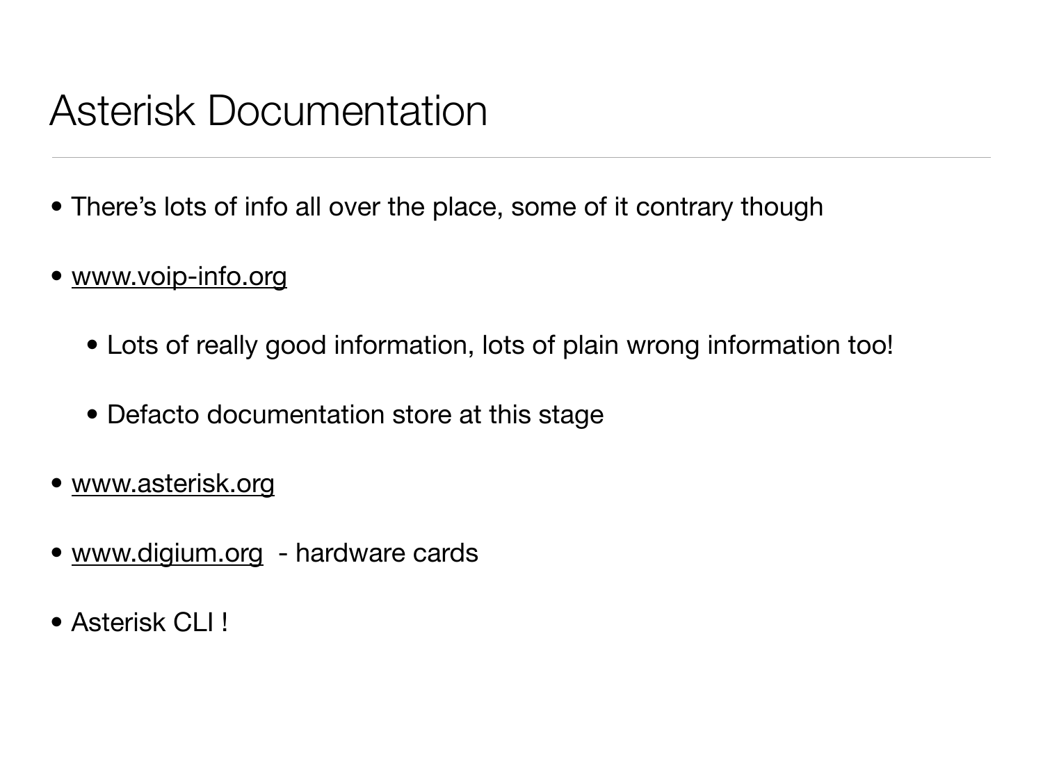# Asterisk Documentation

- There's lots of info all over the place, some of it contrary though
- www.voip-info.org
  - Lots of really good information, lots of plain wrong information too!
  - Defacto documentation store at this stage
- www.asterisk.org
- www.digium.org - hardware cards
- Asterisk CLI !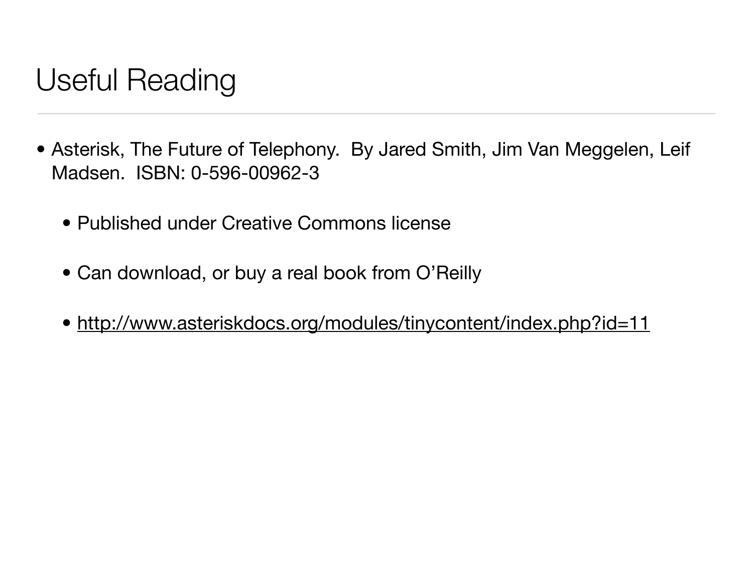# Useful Reading

- Asterisk, The Future of Telephony. By Jared Smith, Jim Van Meggelen, Leif Madsen. ISBN: 0-596-00962-3
  - Published under Creative Commons license
  - Can download, or buy a real book from O'Reilly
  - http://www.asteriskdocs.org/modules/tinycontent/index.php?id=11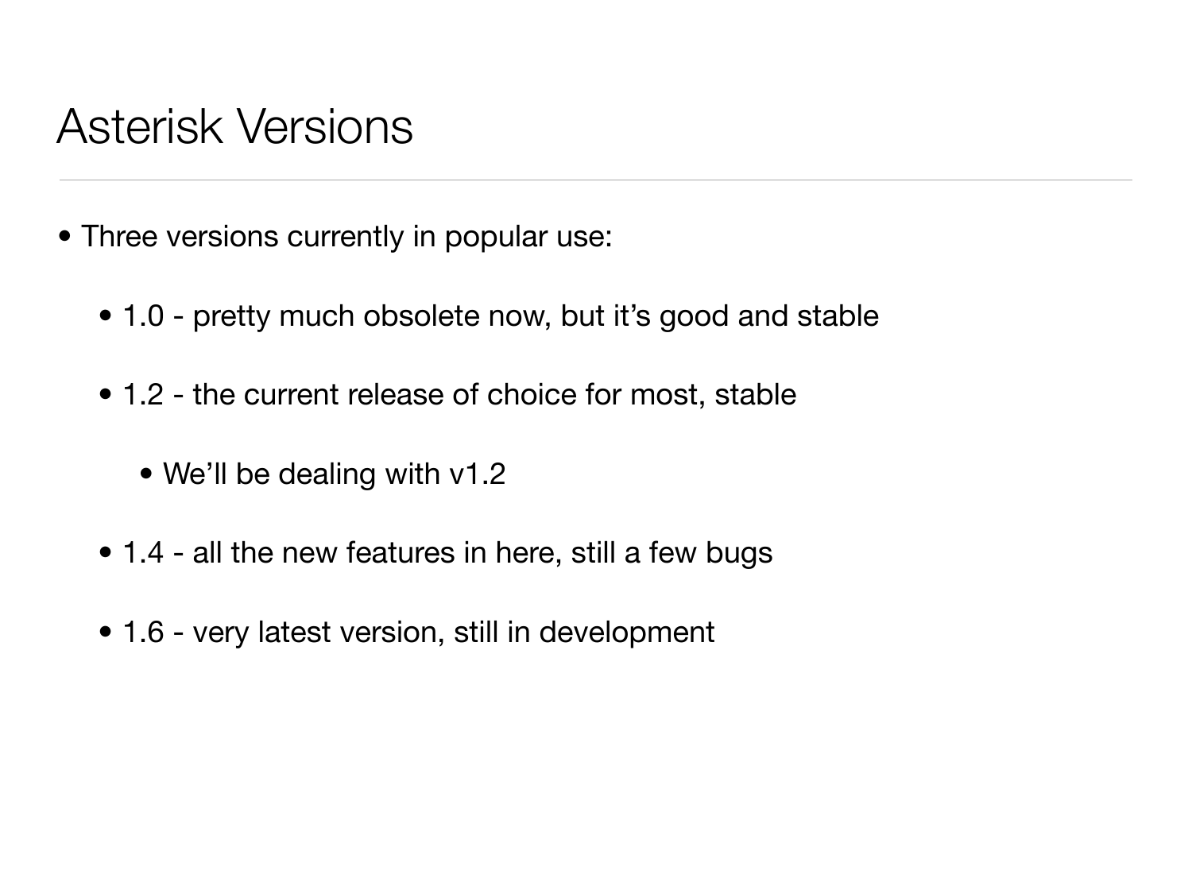# Asterisk Versions

- Three versions currently in popular use:
  - 1.0 - pretty much obsolete now, but it's good and stable
  - 1.2 - the current release of choice for most, stable
    - We'll be dealing with v1.2
  - 1.4 - all the new features in here, still a few bugs
  - 1.6 - very latest version, still in development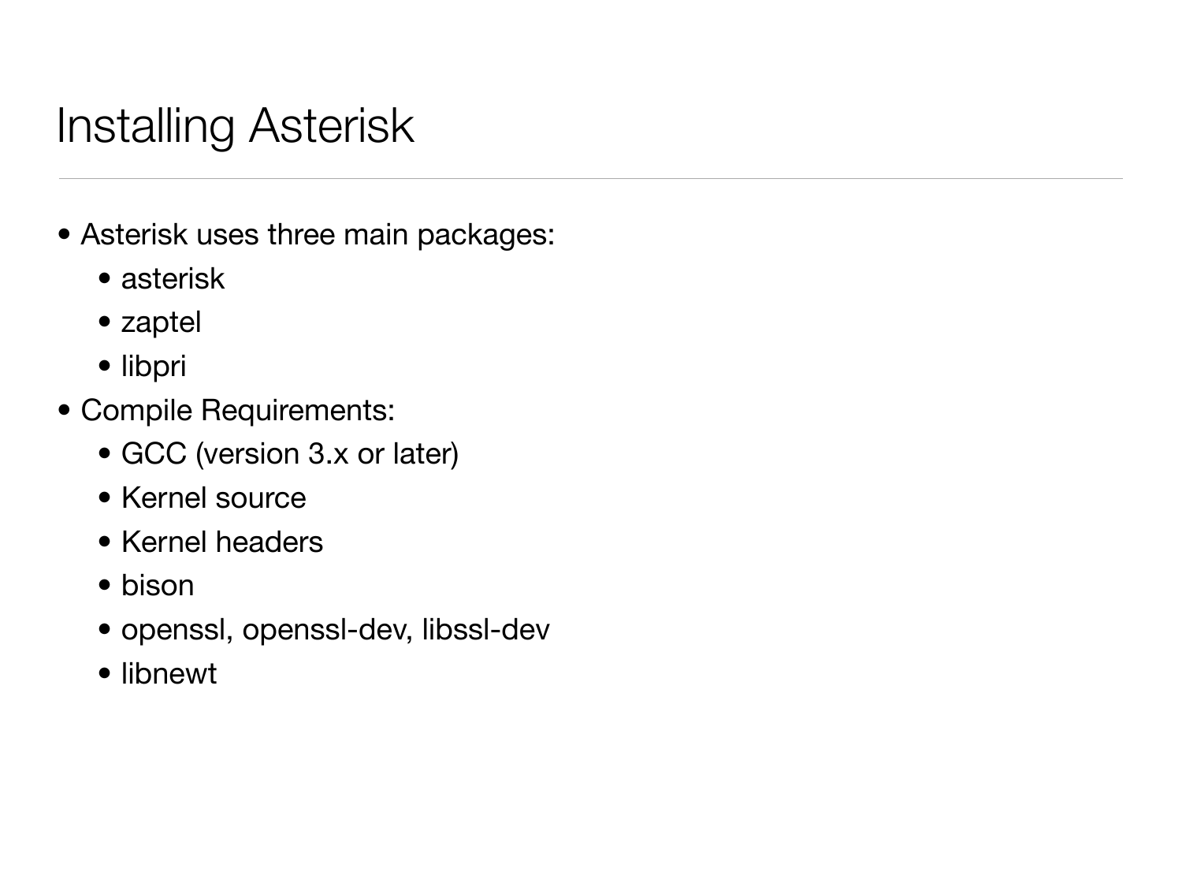# Installing Asterisk

- Asterisk uses three main packages:
  - asterisk
  - zaptel
  - libpri
- Compile Requirements:
  - GCC (version 3.x or later)
  - Kernel source
  - Kernel headers
  - bison
  - openssl, openssl-dev, libssl-dev
  - libnewt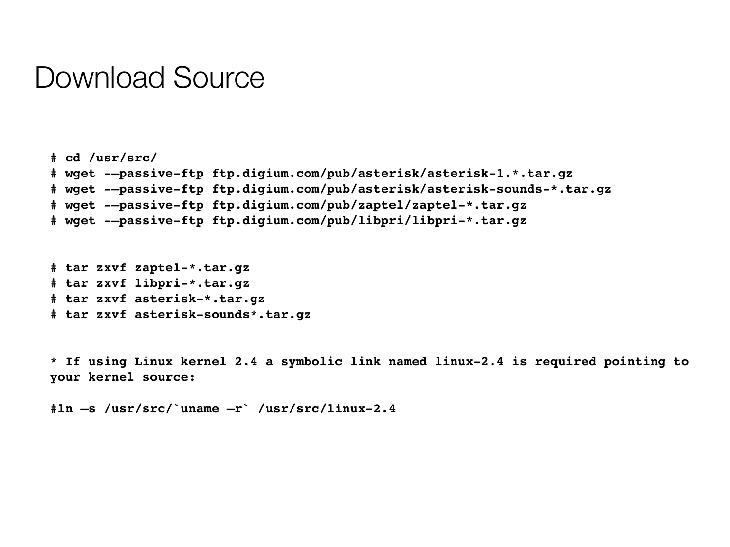# Download Source

```
# cd /usr/src/
# wget --passive-ftp ftp.digium.com/pub/asterisk/asterisk-1.*.tar.gz
# wget --passive-ftp ftp.digium.com/pub/asterisk/asterisk-sounds-*.tar.gz
# wget --passive-ftp ftp.digium.com/pub/zaptel/zaptel-*.tar.gz
# wget --passive-ftp ftp.digium.com/pub/libpri/libpri-*.tar.gz
```

```
# tar zxvf zaptel-*.tar.gz
# tar zxvf libpri-*.tar.gz
# tar zxvf asterisk-*.tar.gz
# tar zxvf asterisk-sounds*.tar.gz
```

**\* If using Linux kernel 2.4 a symbolic link named linux-2.4 is required pointing to your kernel source:**

```
#ln -s /usr/src/`uname -r` /usr/src/linux-2.4
```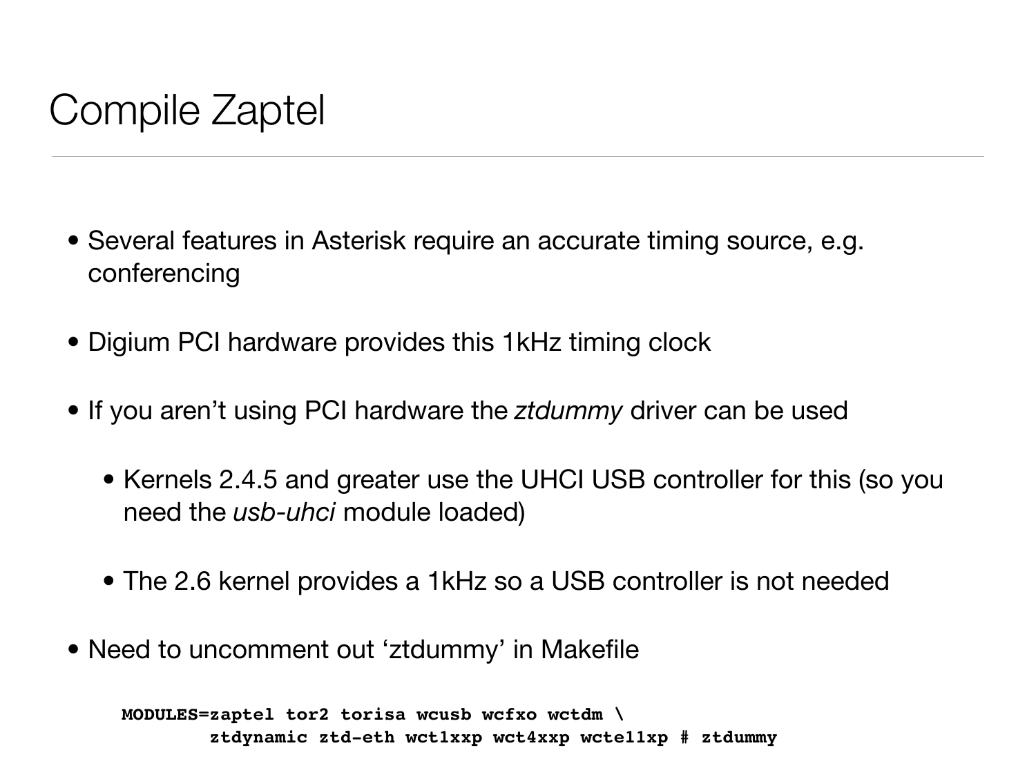# Compile Zaptel

- Several features in Asterisk require an accurate timing source, e.g. conferencing
- Digium PCI hardware provides this 1kHz timing clock
- If you aren’t using PCI hardware the *ztdummy* driver can be used
  - Kernels 2.4.5 and greater use the UHCI USB controller for this (so you need the *usb-uhci* module loaded)
  - The 2.6 kernel provides a 1kHz so a USB controller is not needed
- Need to uncomment out ‘ztdummy’ in Makefile

```
MODULES=zaptel tor2 torisa wcusb wcfxo wctdm \
        ztdynamic ztd-eth wct1xxp wct4xxp wcte11xp # ztdummy
```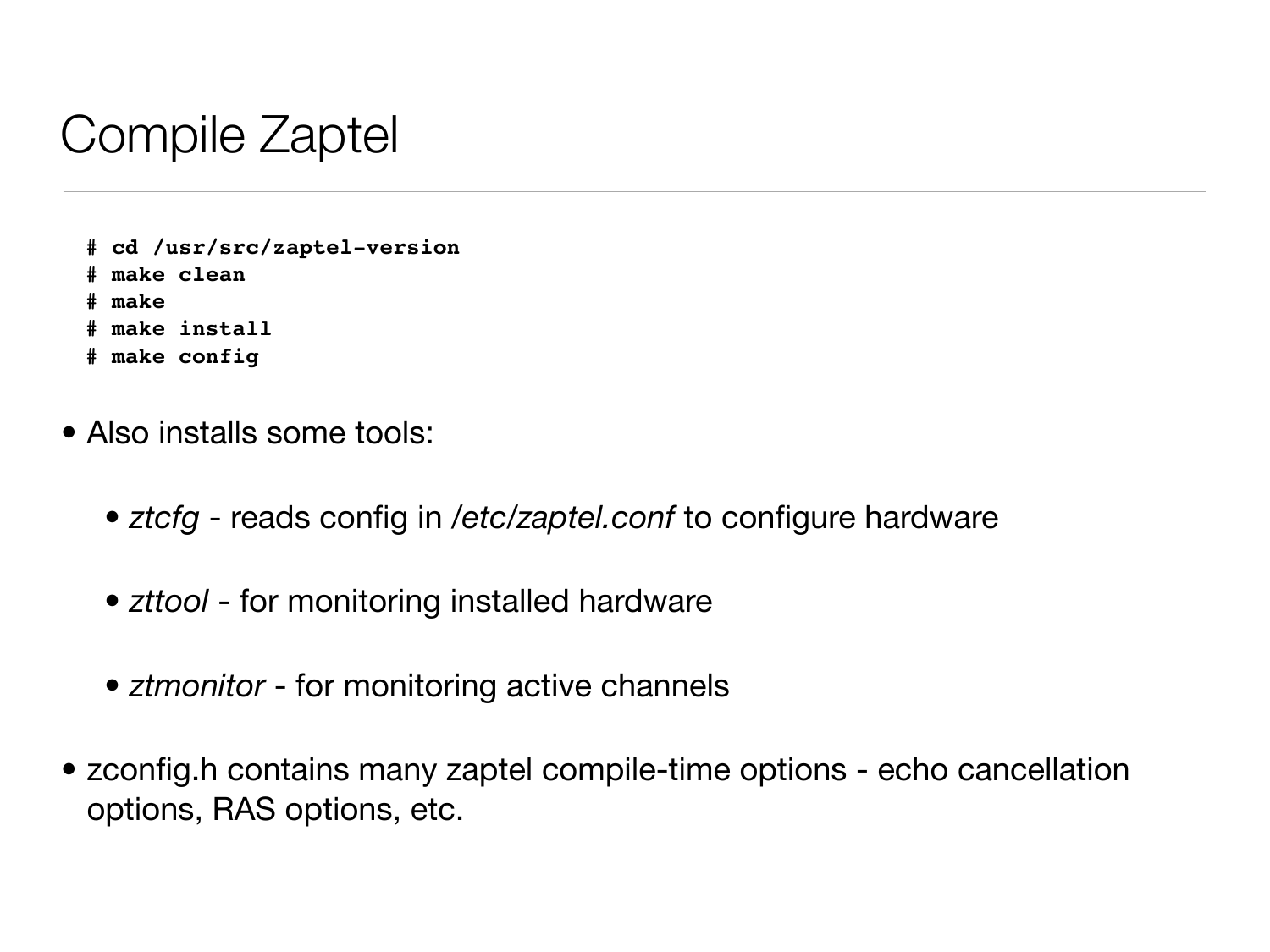# Compile Zaptel

```
# cd /usr/src/zaptel-version
# make clean
# make
# make install
# make config
```

- Also installs some tools:
  - *ztcfg* - reads config in */etc/zaptel.conf* to configure hardware
  - *zttool* - for monitoring installed hardware
  - *ztmonitor* - for monitoring active channels
- zconfig.h contains many zaptel compile-time options - echo cancellation options, RAS options, etc.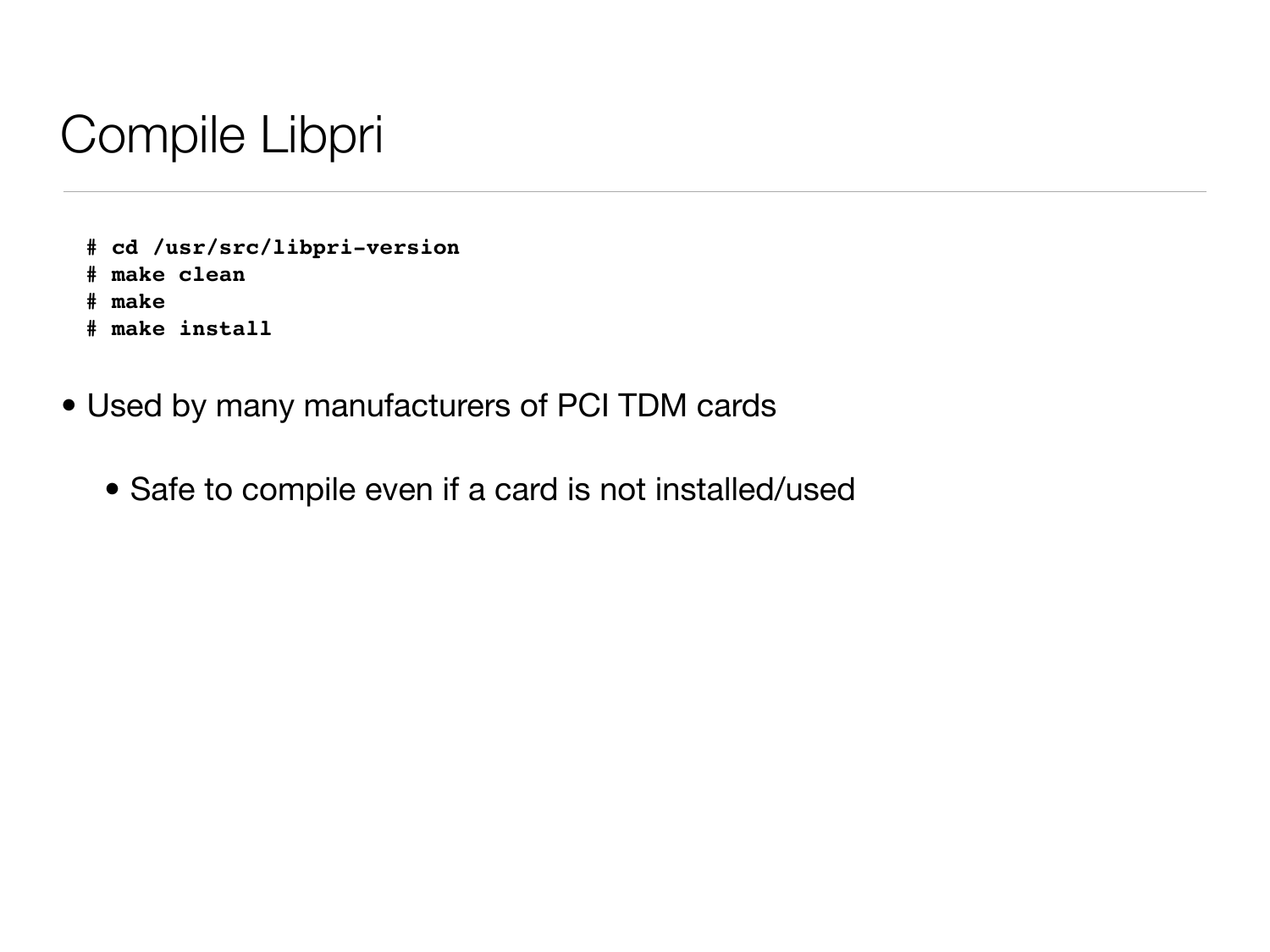# Compile Libpri

```
# cd /usr/src/libpri-version
# make clean
# make
# make install
```

- Used by many manufacturers of PCI TDM cards
  - Safe to compile even if a card is not installed/used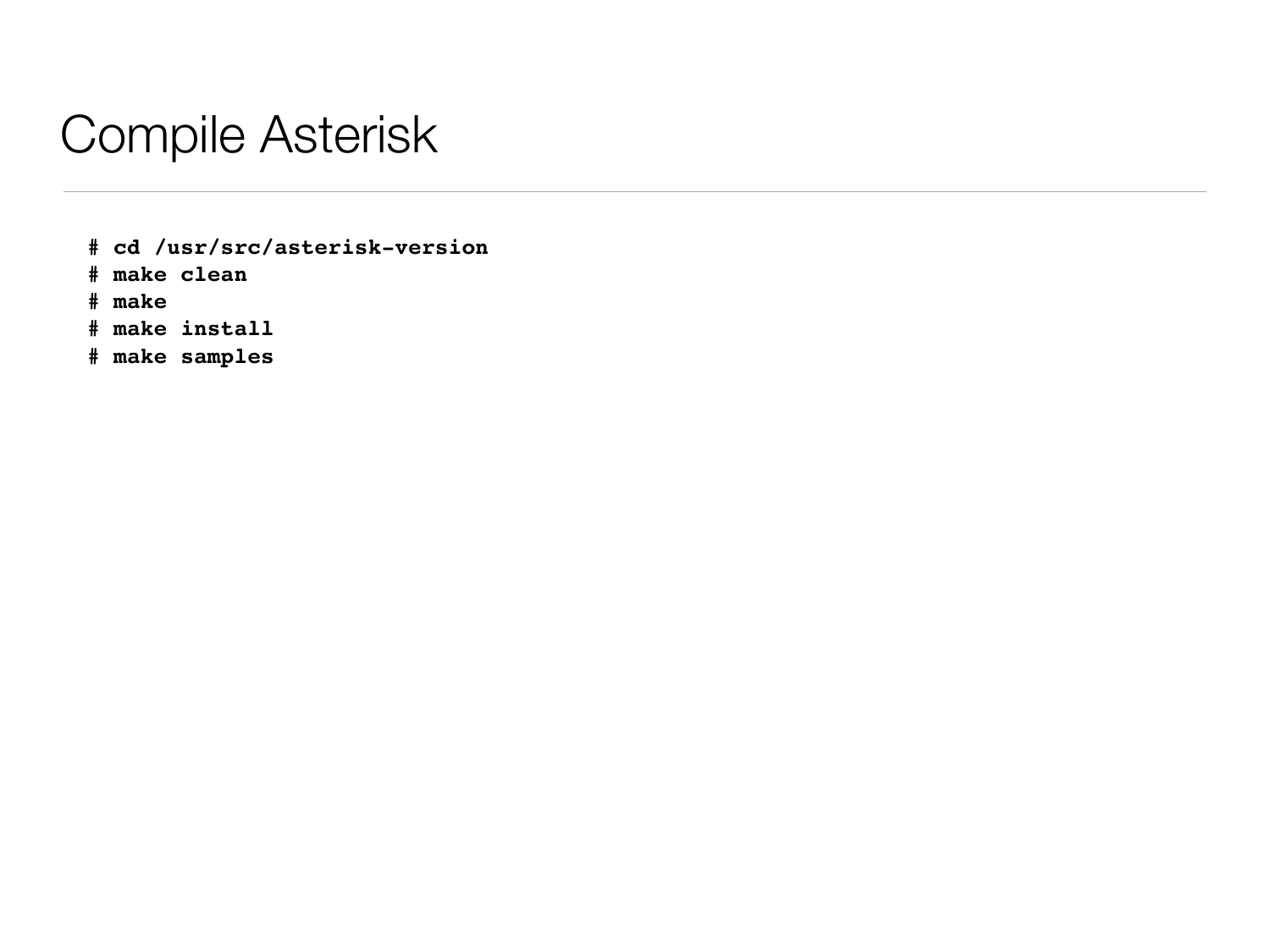# Compile Asterisk

```
# cd /usr/src/asterisk-version
# make clean
# make
# make install
# make samples
```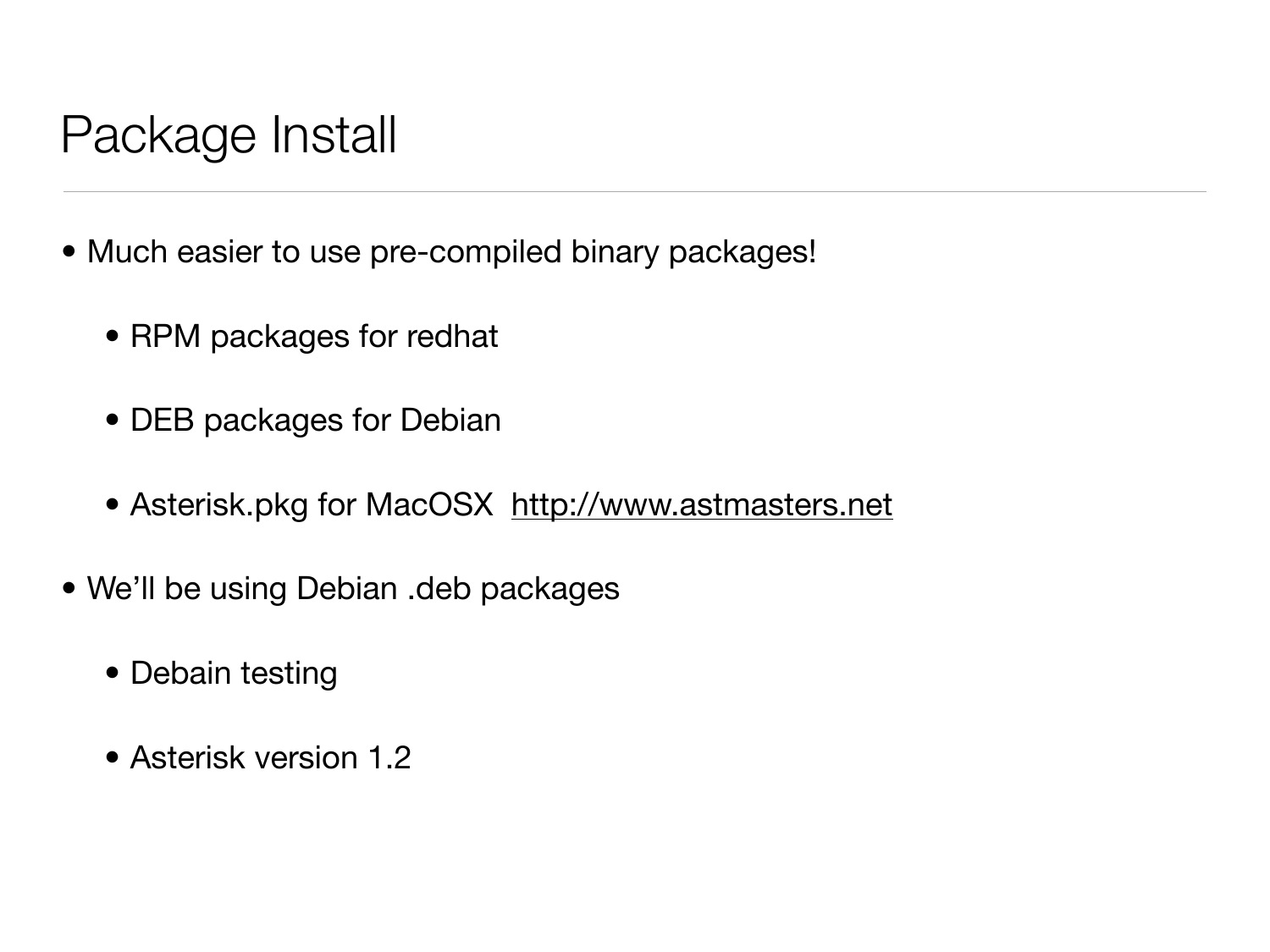# Package Install

- Much easier to use pre-compiled binary packages!
  - RPM packages for redhat
  - DEB packages for Debian
  - Asterisk.pkg for MacOSX  http://www.astmasters.net
- We'll be using Debian .deb packages
  - Debain testing
  - Asterisk version 1.2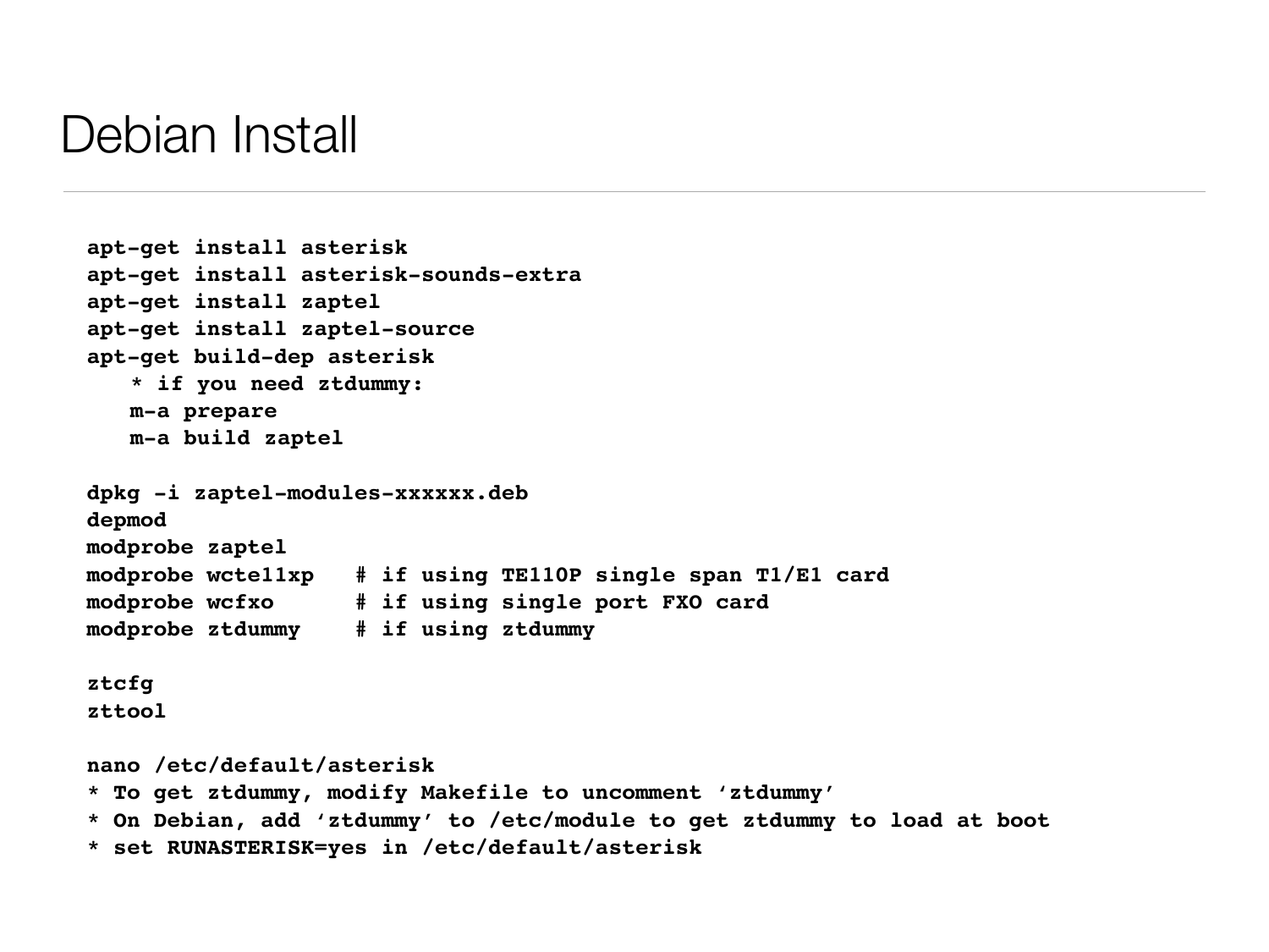# Debian Install

```
apt-get install asterisk
apt-get install asterisk-sounds-extra
apt-get install zaptel
apt-get install zaptel-source
apt-get build-dep asterisk
   * if you need ztdummy:
   m-a prepare
   m-a build zaptel

dpkg -i zaptel-modules-xxxxxx.deb
depmod
modprobe zaptel
modprobe wcte11xp   # if using TE110P single span T1/E1 card
modprobe wcfxo      # if using single port FXO card
modprobe ztdummy    # if using ztdummy

ztcfg
zttool

nano /etc/default/asterisk
* To get ztdummy, modify Makefile to uncomment ‘ztdummy’
* On Debian, add ‘ztdummy’ to /etc/module to get ztdummy to load at boot
* set RUNASTERISK=yes in /etc/default/asterisk
```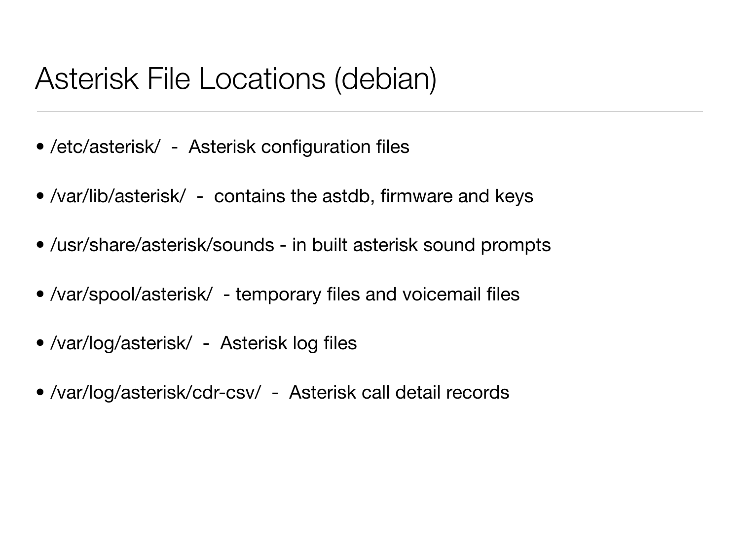# Asterisk File Locations (debian)

- /etc/asterisk/ - Asterisk configuration files
- /var/lib/asterisk/ - contains the astdb, firmware and keys
- /usr/share/asterisk/sounds - in built asterisk sound prompts
- /var/spool/asterisk/ - temporary files and voicemail files
- /var/log/asterisk/ - Asterisk log files
- /var/log/asterisk/cdr-csv/ - Asterisk call detail records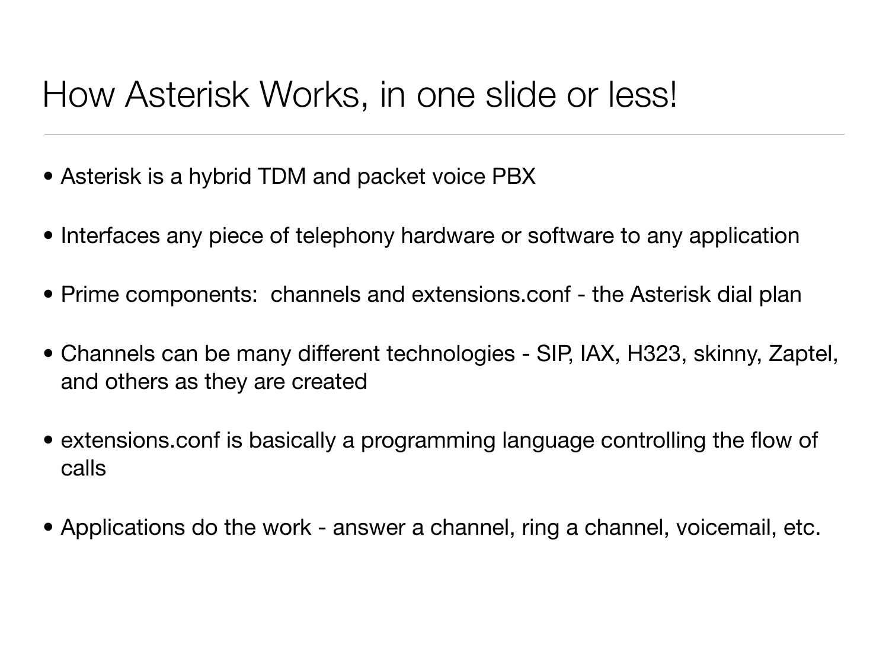# How Asterisk Works, in one slide or less!

- Asterisk is a hybrid TDM and packet voice PBX
- Interfaces any piece of telephony hardware or software to any application
- Prime components: channels and extensions.conf - the Asterisk dial plan
- Channels can be many different technologies - SIP, IAX, H323, skinny, Zaptel, and others as they are created
- extensions.conf is basically a programming language controlling the flow of calls
- Applications do the work - answer a channel, ring a channel, voicemail, etc.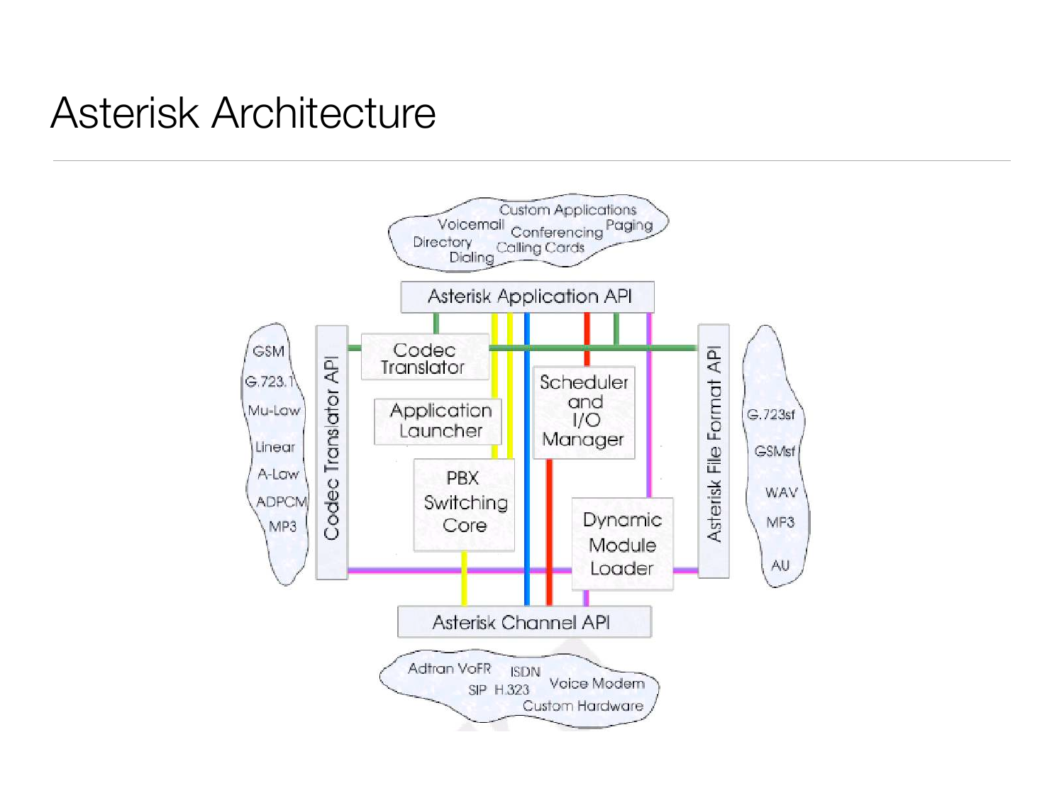# Asterisk Architecture

Custom Applications, Voicemail, Conferencing, Paging, Directory, Calling Cards, Dialing

Asterisk Application API

Codec Translator API: GSM, G.723.1, Mu-Law, Linear, A-Low, ADPCM, MP3

Codec Translator

Application Launcher

PBX Switching Core

Scheduler and I/O Manager

Dynamic Module Loader

Asterisk File Format API: G.723sf, GSMsf, WAV, MP3, AU

Asterisk Channel API

Adtran VoFR, ISDN, SIP, H.323, Voice Modem, Custom Hardware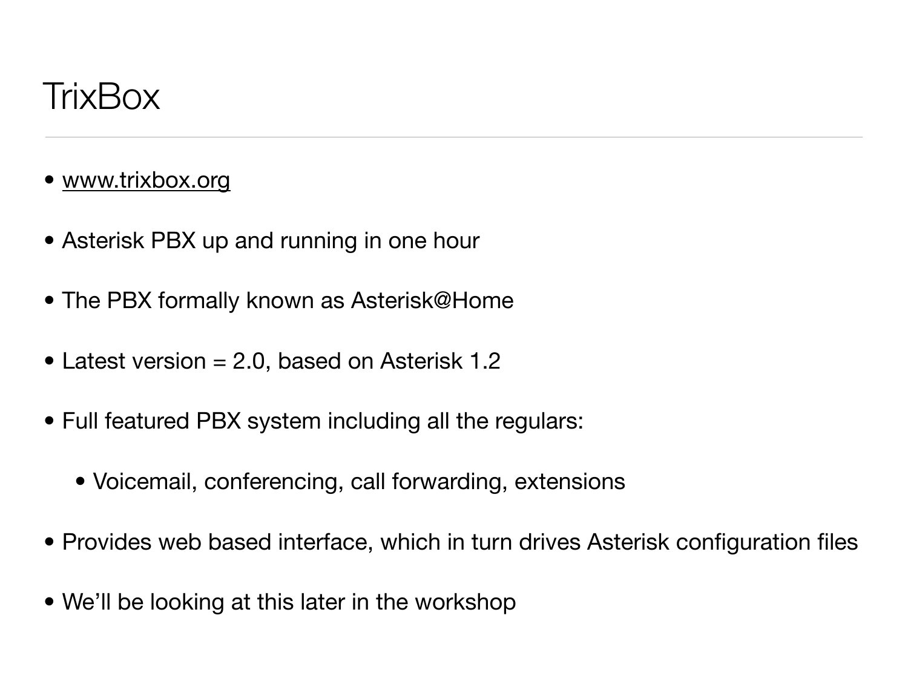# TrixBox

- www.trixbox.org
- Asterisk PBX up and running in one hour
- The PBX formally known as Asterisk@Home
- Latest version = 2.0, based on Asterisk 1.2
- Full featured PBX system including all the regulars:
  - Voicemail, conferencing, call forwarding, extensions
- Provides web based interface, which in turn drives Asterisk configuration files
- We'll be looking at this later in the workshop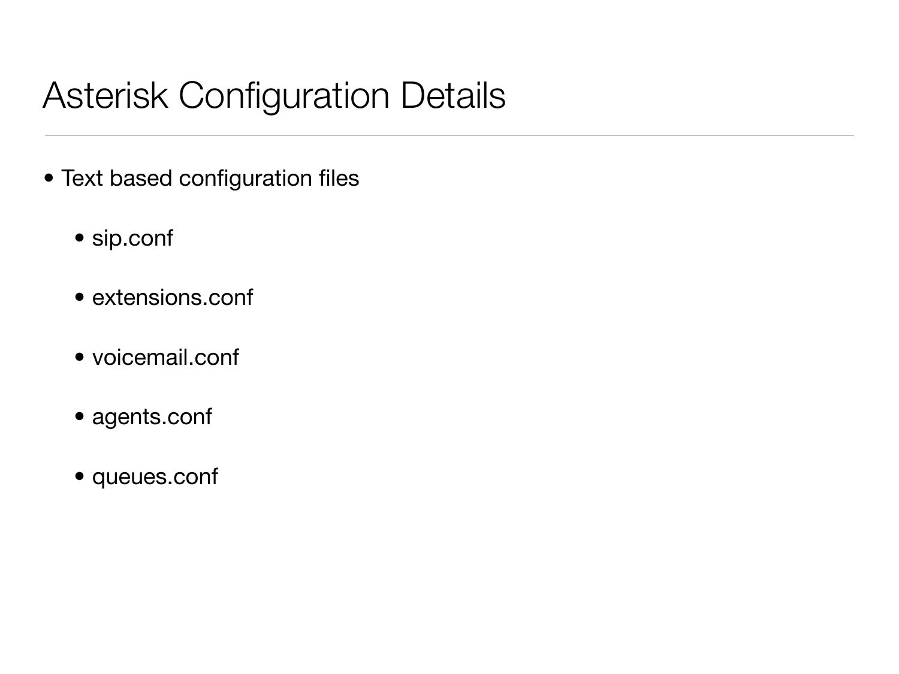# Asterisk Configuration Details

- Text based configuration files
  - sip.conf
  - extensions.conf
  - voicemail.conf
  - agents.conf
  - queues.conf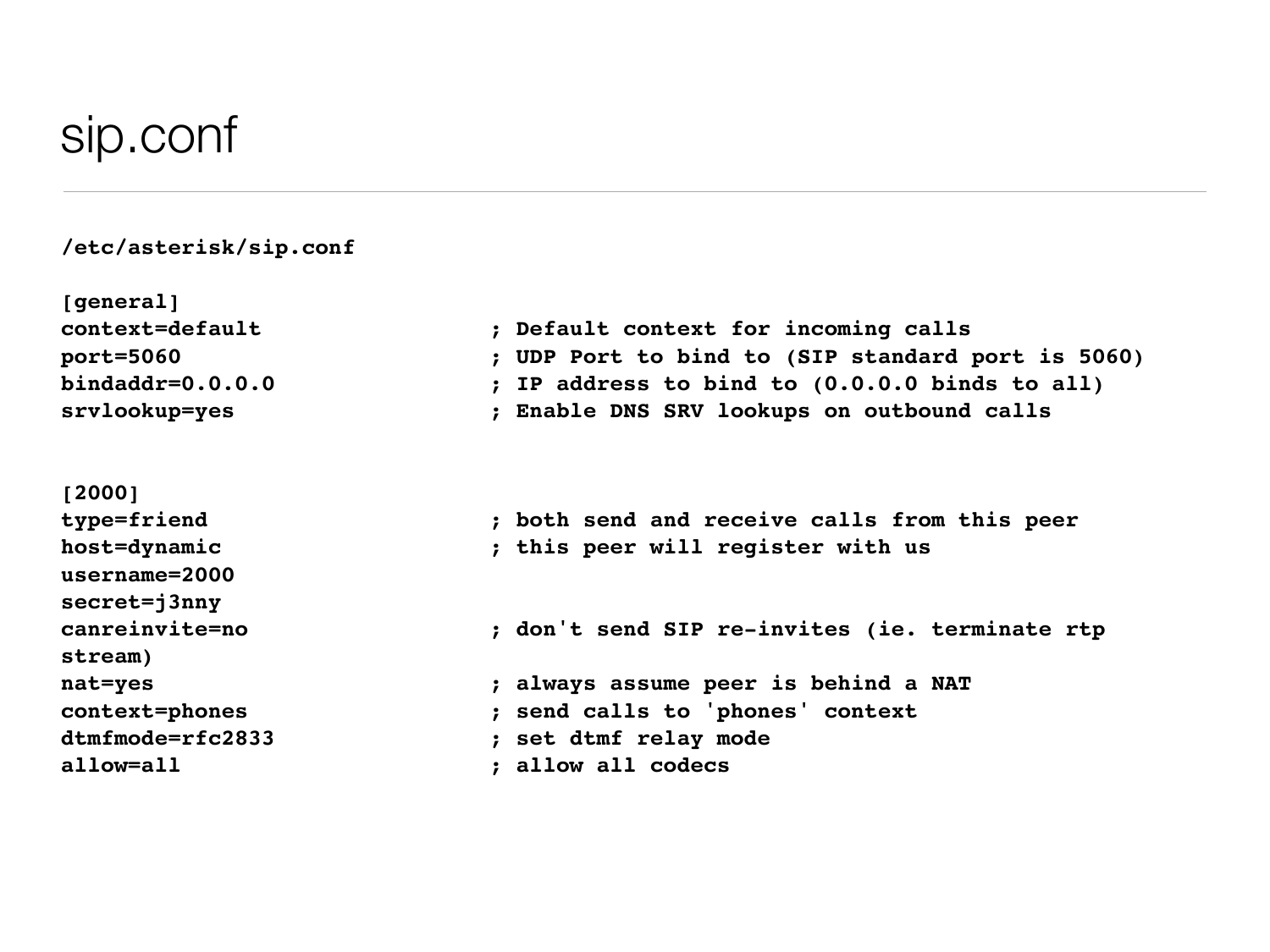# sip.conf

```
/etc/asterisk/sip.conf

[general]
context=default                 ; Default context for incoming calls
port=5060                       ; UDP Port to bind to (SIP standard port is 5060)
bindaddr=0.0.0.0                ; IP address to bind to (0.0.0.0 binds to all)
srvlookup=yes                   ; Enable DNS SRV lookups on outbound calls


[2000]
type=friend                     ; both send and receive calls from this peer
host=dynamic                    ; this peer will register with us
username=2000
secret=j3nny
canreinvite=no                  ; don't send SIP re-invites (ie. terminate rtp
stream)
nat=yes                         ; always assume peer is behind a NAT
context=phones                  ; send calls to 'phones' context
dtmfmode=rfc2833                ; set dtmf relay mode
allow=all                       ; allow all codecs
```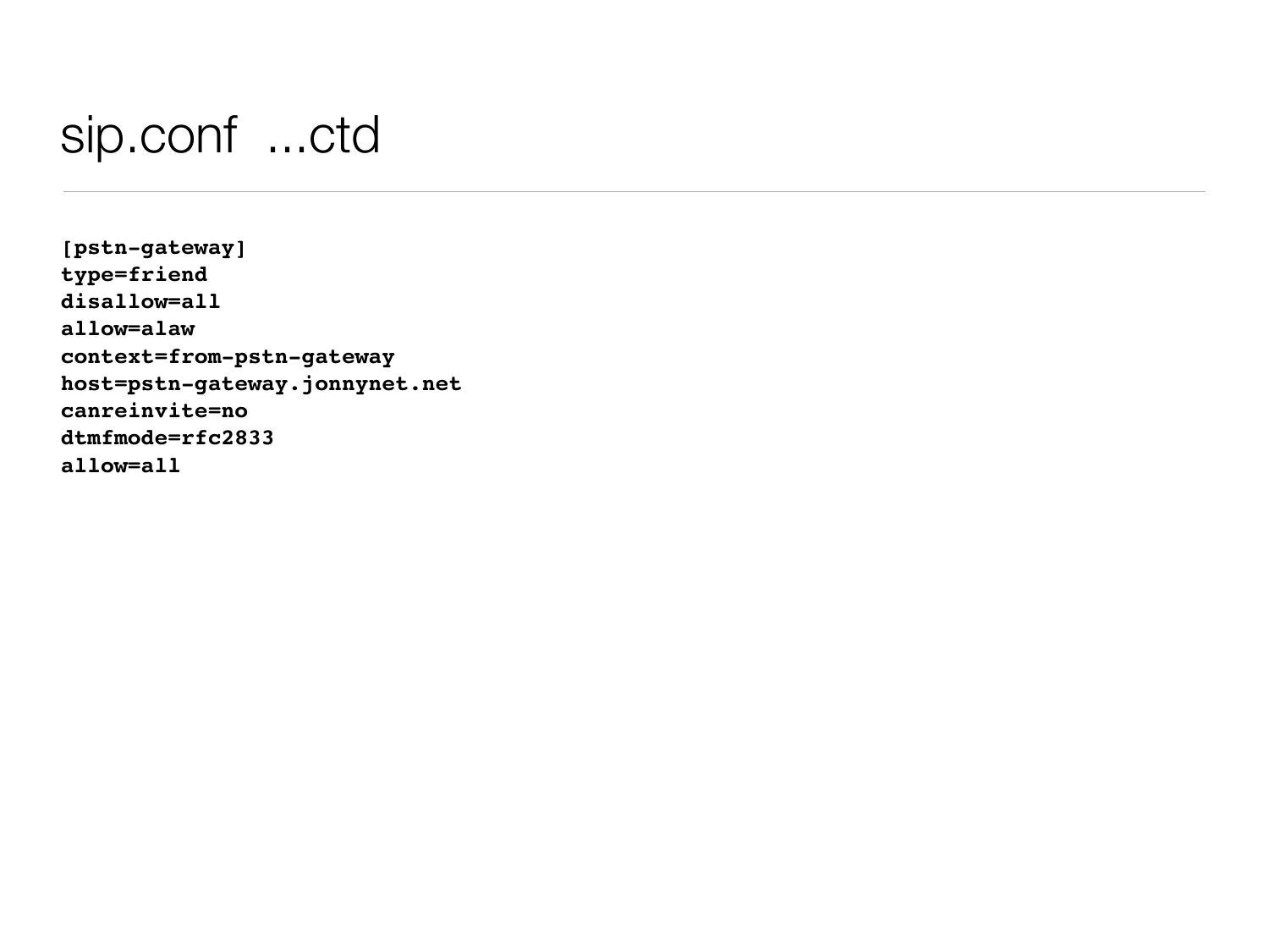# sip.conf ...ctd

```
[pstn-gateway]
type=friend
disallow=all
allow=alaw
context=from-pstn-gateway
host=pstn-gateway.jonnynet.net
canreinvite=no
dtmfmode=rfc2833
allow=all
```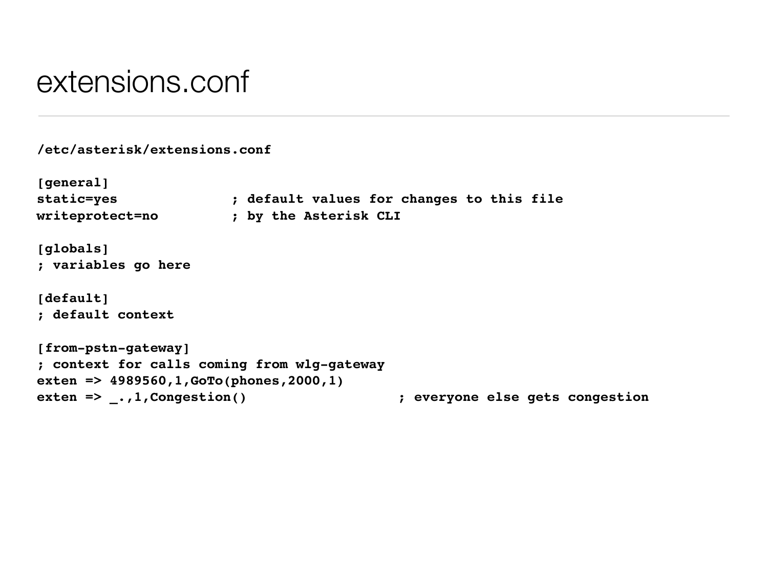# extensions.conf

```
/etc/asterisk/extensions.conf

[general]
static=yes              ; default values for changes to this file
writeprotect=no         ; by the Asterisk CLI

[globals]
; variables go here

[default]
; default context

[from-pstn-gateway]
; context for calls coming from wlg-gateway
exten => 4989560,1,GoTo(phones,2000,1)
exten => _.,1,Congestion()                    ; everyone else gets congestion
```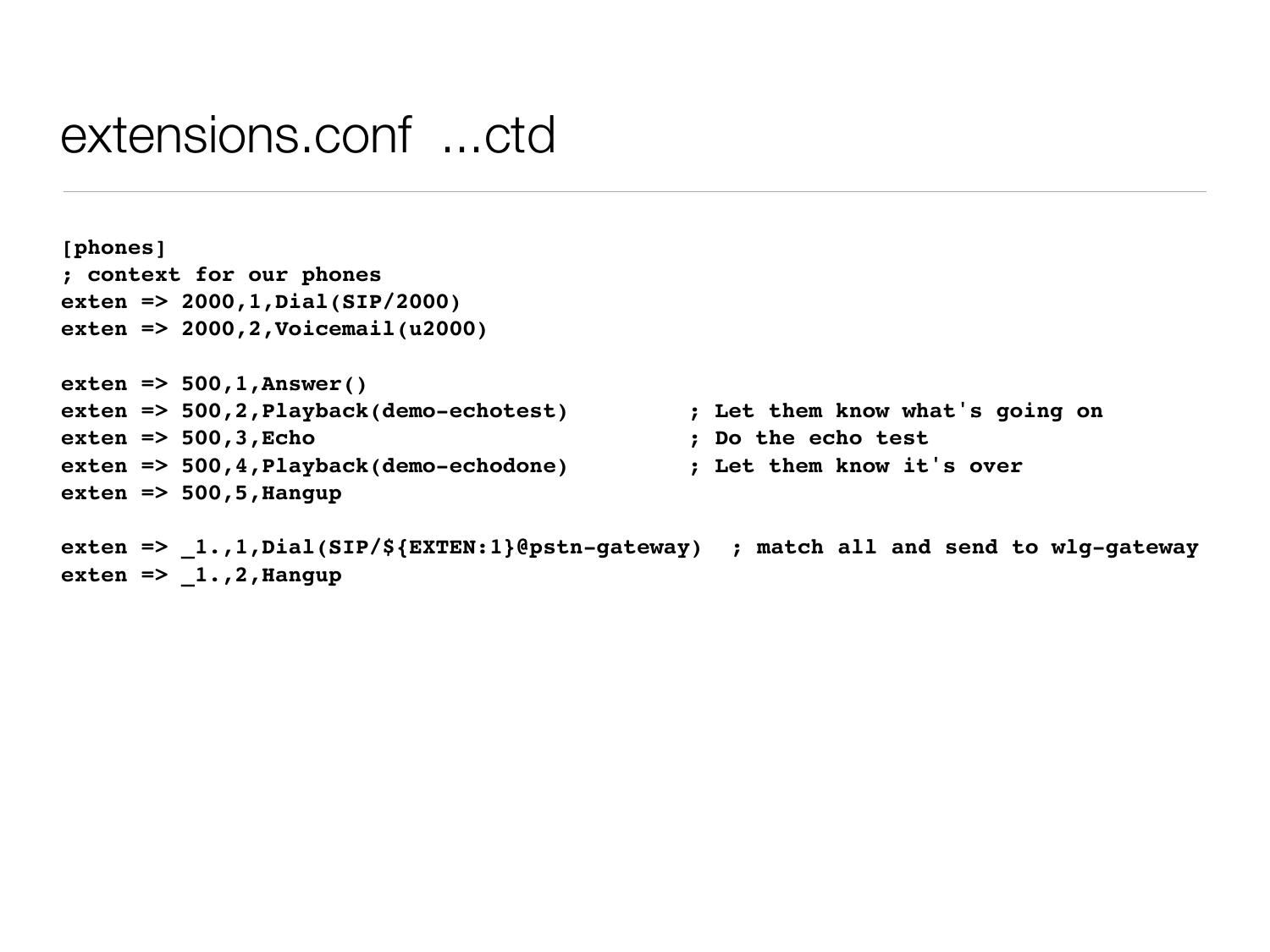# extensions.conf ...ctd

```
[phones]
; context for our phones
exten => 2000,1,Dial(SIP/2000)
exten => 2000,2,Voicemail(u2000)

exten => 500,1,Answer()
exten => 500,2,Playback(demo-echotest)         ; Let them know what's going on
exten => 500,3,Echo                            ; Do the echo test
exten => 500,4,Playback(demo-echodone)         ; Let them know it's over
exten => 500,5,Hangup

exten => _1.,1,Dial(SIP/${EXTEN:1}@pstn-gateway)  ; match all and send to wlg-gateway
exten => _1.,2,Hangup
```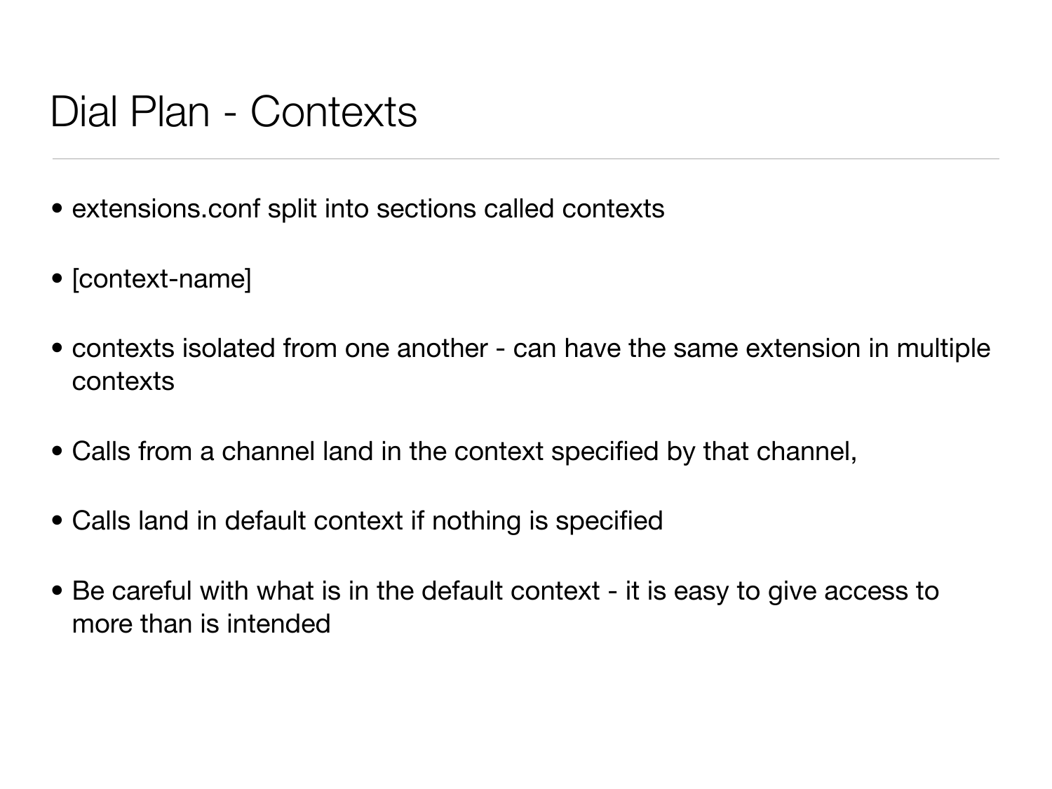# Dial Plan - Contexts

- extensions.conf split into sections called contexts
- [context-name]
- contexts isolated from one another - can have the same extension in multiple contexts
- Calls from a channel land in the context specified by that channel,
- Calls land in default context if nothing is specified
- Be careful with what is in the default context - it is easy to give access to more than is intended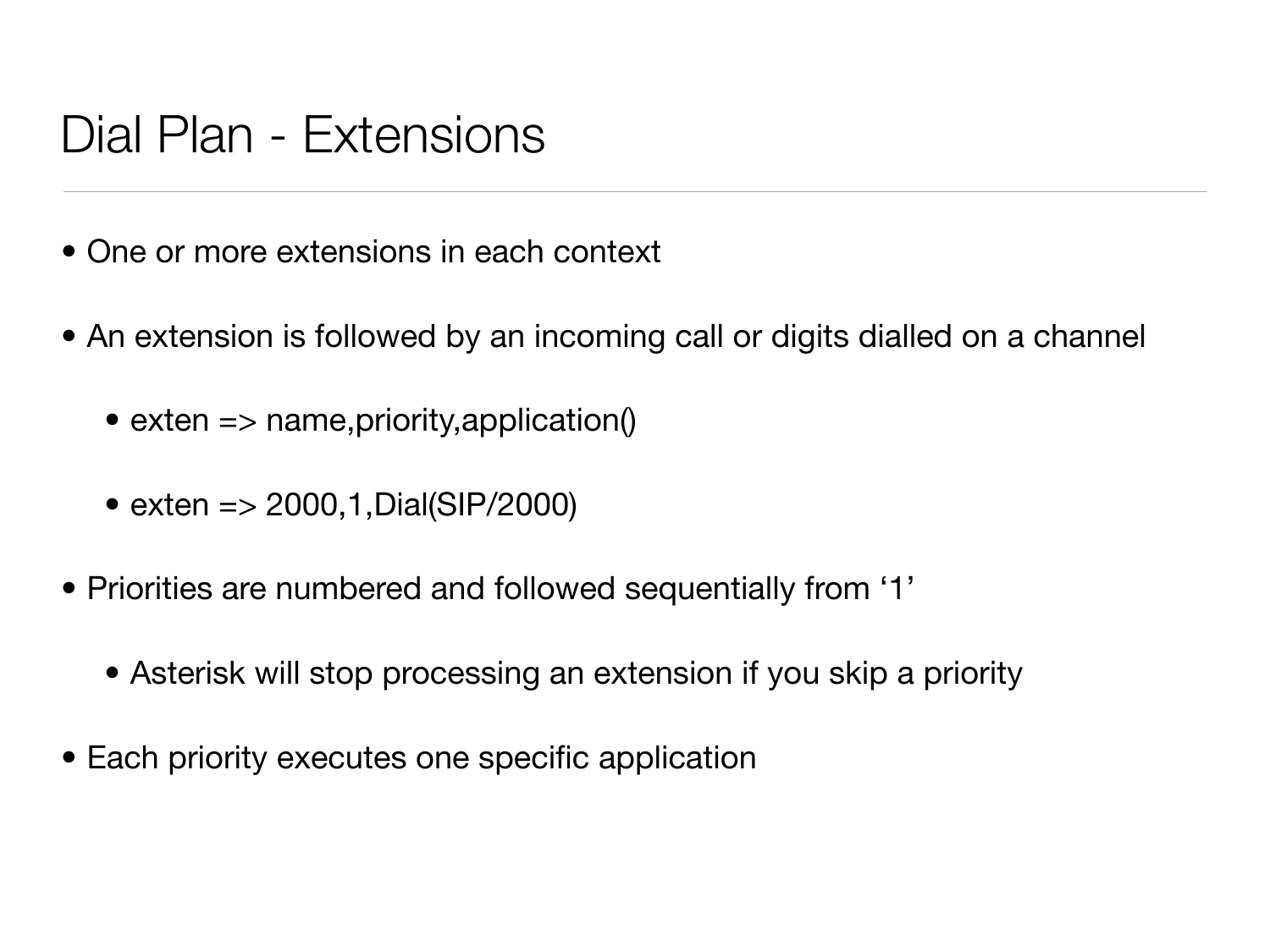# Dial Plan - Extensions

- One or more extensions in each context
- An extension is followed by an incoming call or digits dialled on a channel
  - exten => name,priority,application()
  - exten => 2000,1,Dial(SIP/2000)
- Priorities are numbered and followed sequentially from ‘1’
  - Asterisk will stop processing an extension if you skip a priority
- Each priority executes one specific application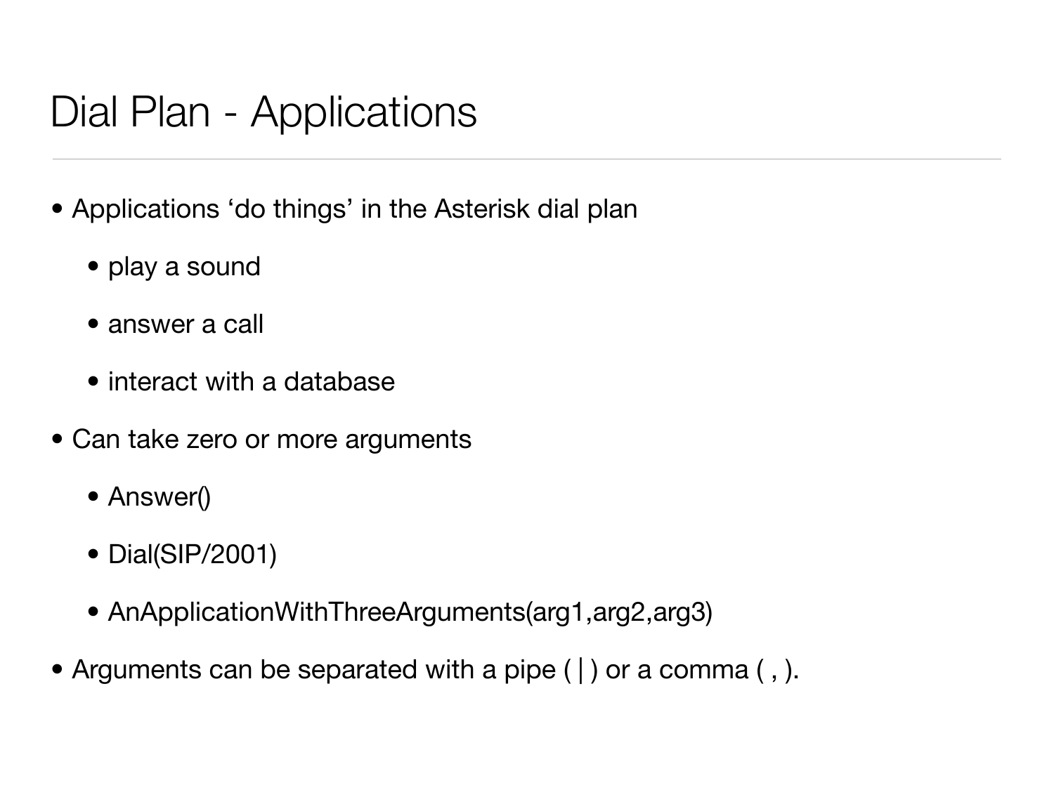# Dial Plan - Applications

- Applications ‘do things’ in the Asterisk dial plan
  - play a sound
  - answer a call
  - interact with a database
- Can take zero or more arguments
  - Answer()
  - Dial(SIP/2001)
  - AnApplicationWithThreeArguments(arg1,arg2,arg3)
- Arguments can be separated with a pipe ( | ) or a comma ( , ).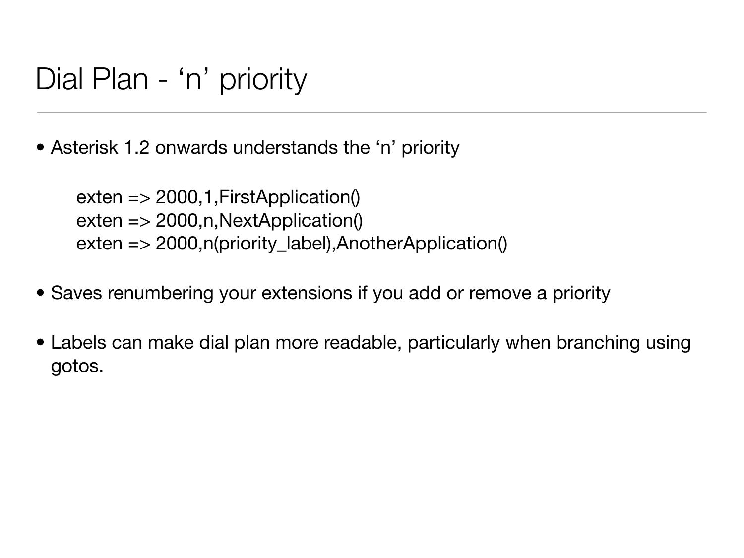# Dial Plan - ‘n’ priority

- Asterisk 1.2 onwards understands the ‘n’ priority

```
exten => 2000,1,FirstApplication()
exten => 2000,n,NextApplication()
exten => 2000,n(priority_label),AnotherApplication()
```

- Saves renumbering your extensions if you add or remove a priority
- Labels can make dial plan more readable, particularly when branching using gotos.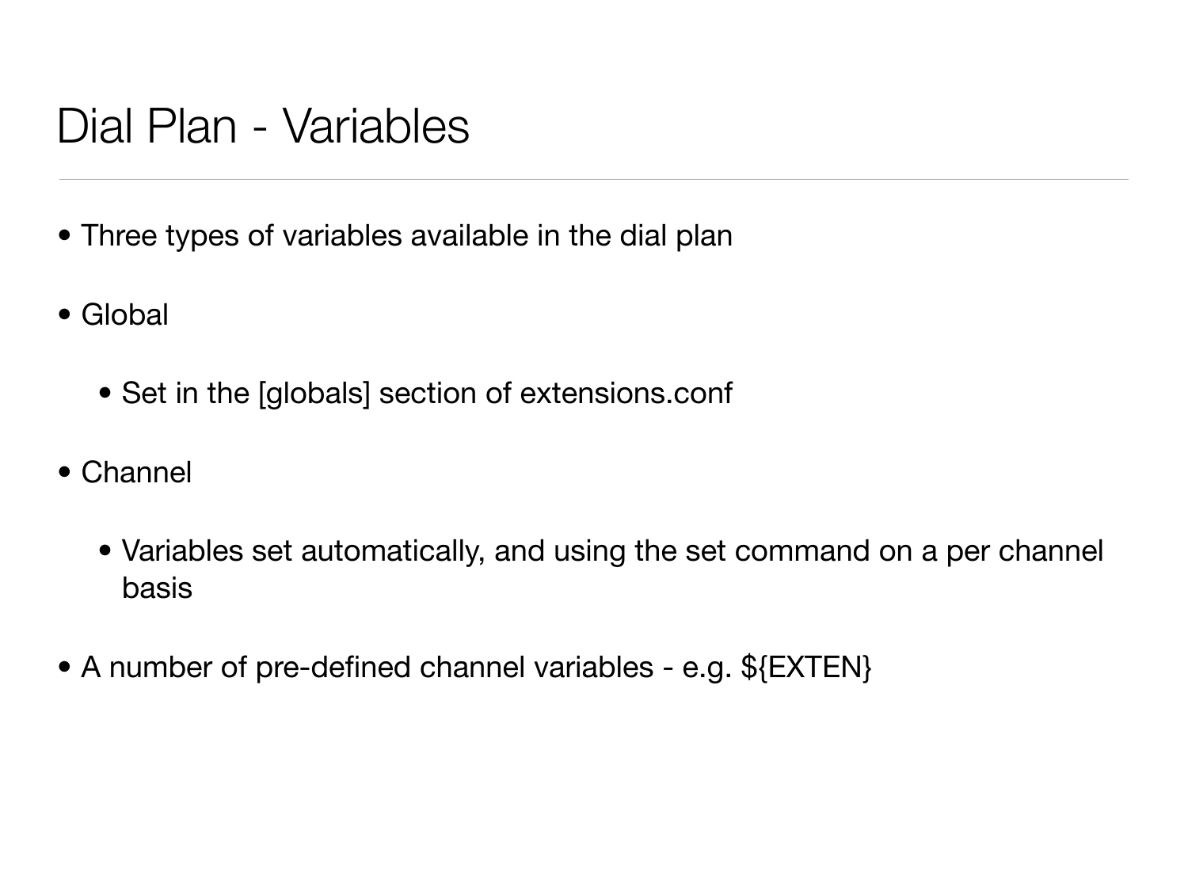# Dial Plan - Variables

- Three types of variables available in the dial plan
- Global
  - Set in the [globals] section of extensions.conf
- Channel
  - Variables set automatically, and using the set command on a per channel basis
- A number of pre-defined channel variables - e.g. ${EXTEN}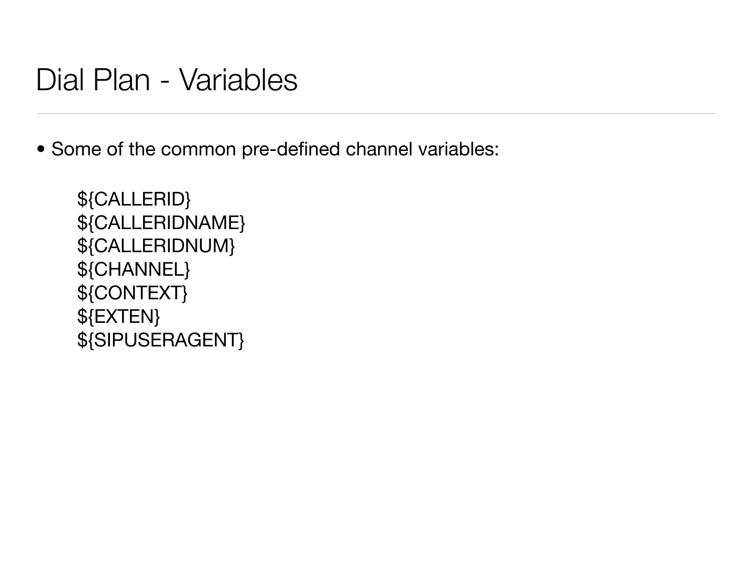# Dial Plan - Variables

- Some of the common pre-defined channel variables:

```
${CALLERID}
${CALLERIDNAME}
${CALLERIDNUM}
${CHANNEL}
${CONTEXT}
${EXTEN}
${SIPUSERAGENT}
```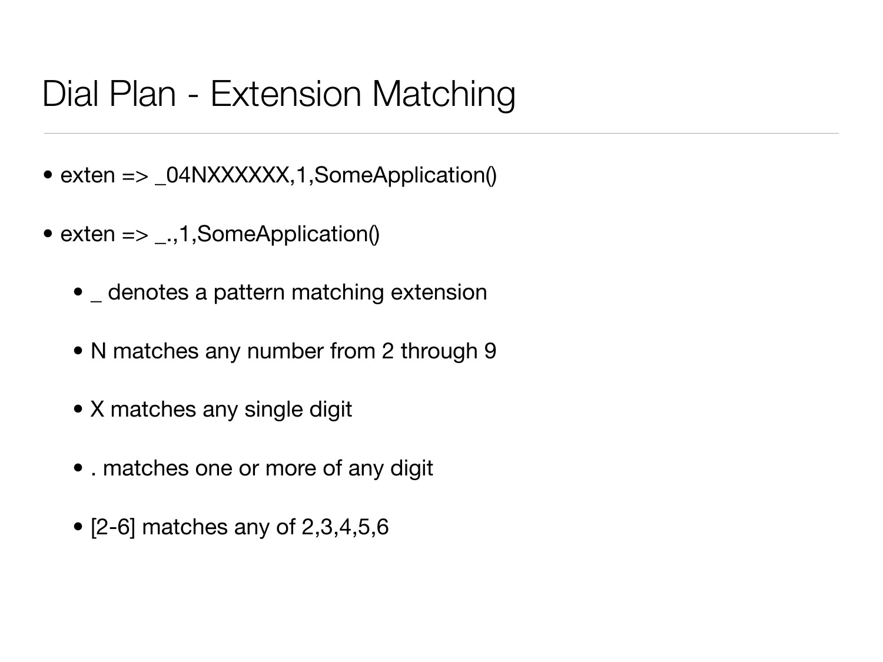# Dial Plan - Extension Matching

- exten => _04NXXXXXX,1,SomeApplication()
- exten => _.,1,SomeApplication()
  - _ denotes a pattern matching extension
  - N matches any number from 2 through 9
  - X matches any single digit
  - . matches one or more of any digit
  - [2-6] matches any of 2,3,4,5,6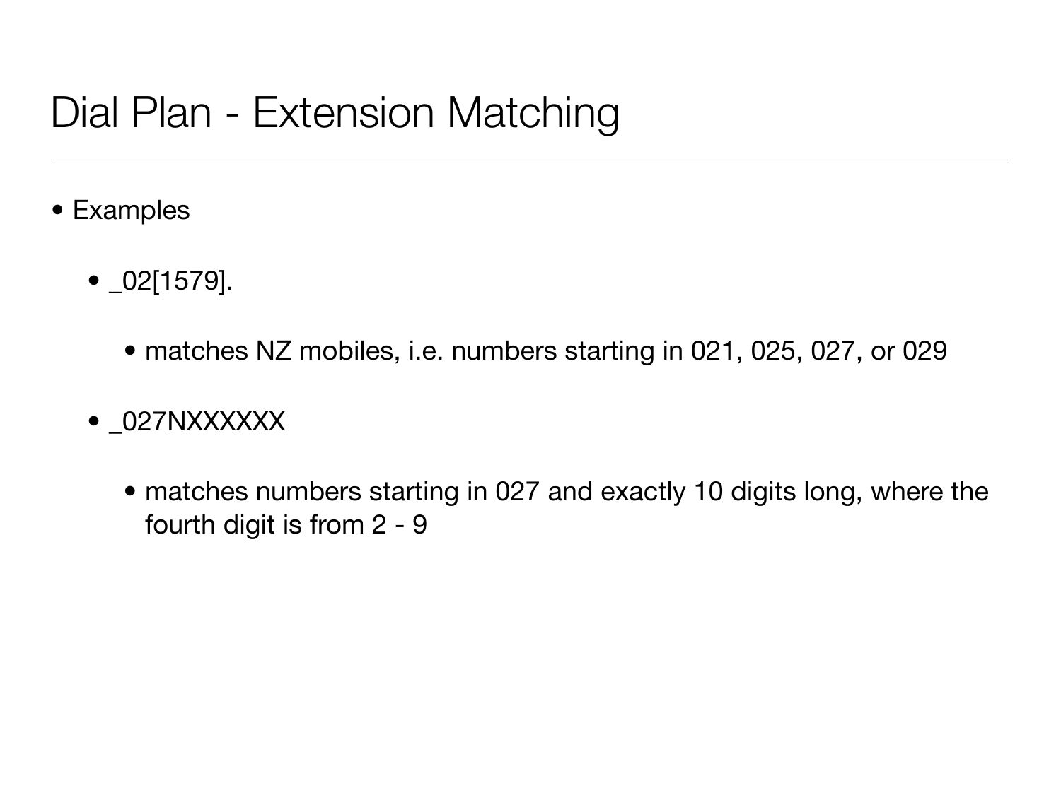# Dial Plan - Extension Matching

- Examples
  - _02[1579].
    - matches NZ mobiles, i.e. numbers starting in 021, 025, 027, or 029
  - _027NXXXXXX
    - matches numbers starting in 027 and exactly 10 digits long, where the fourth digit is from 2 - 9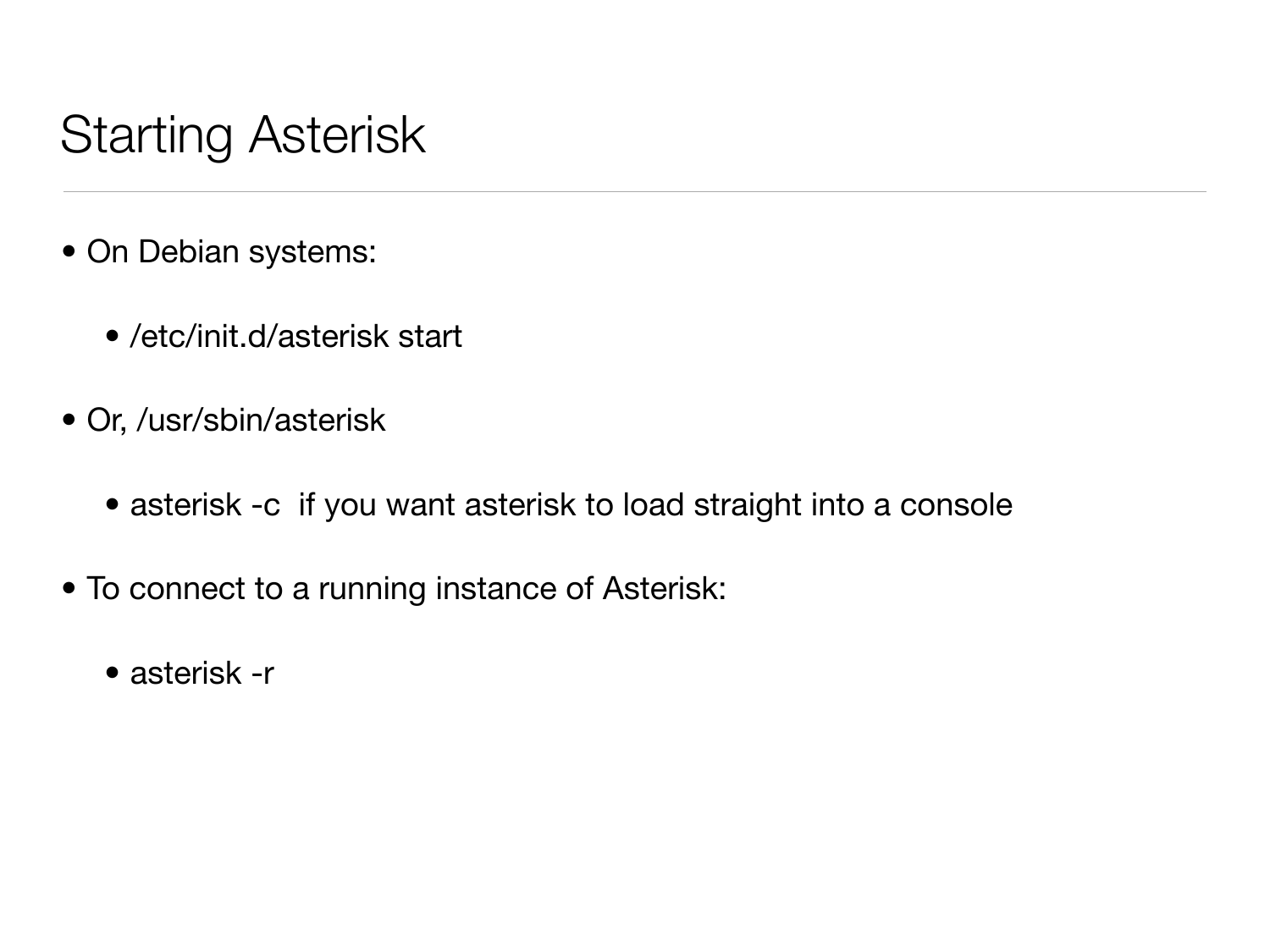# Starting Asterisk

- On Debian systems:
  - /etc/init.d/asterisk start
- Or, /usr/sbin/asterisk
  - asterisk -c  if you want asterisk to load straight into a console
- To connect to a running instance of Asterisk:
  - asterisk -r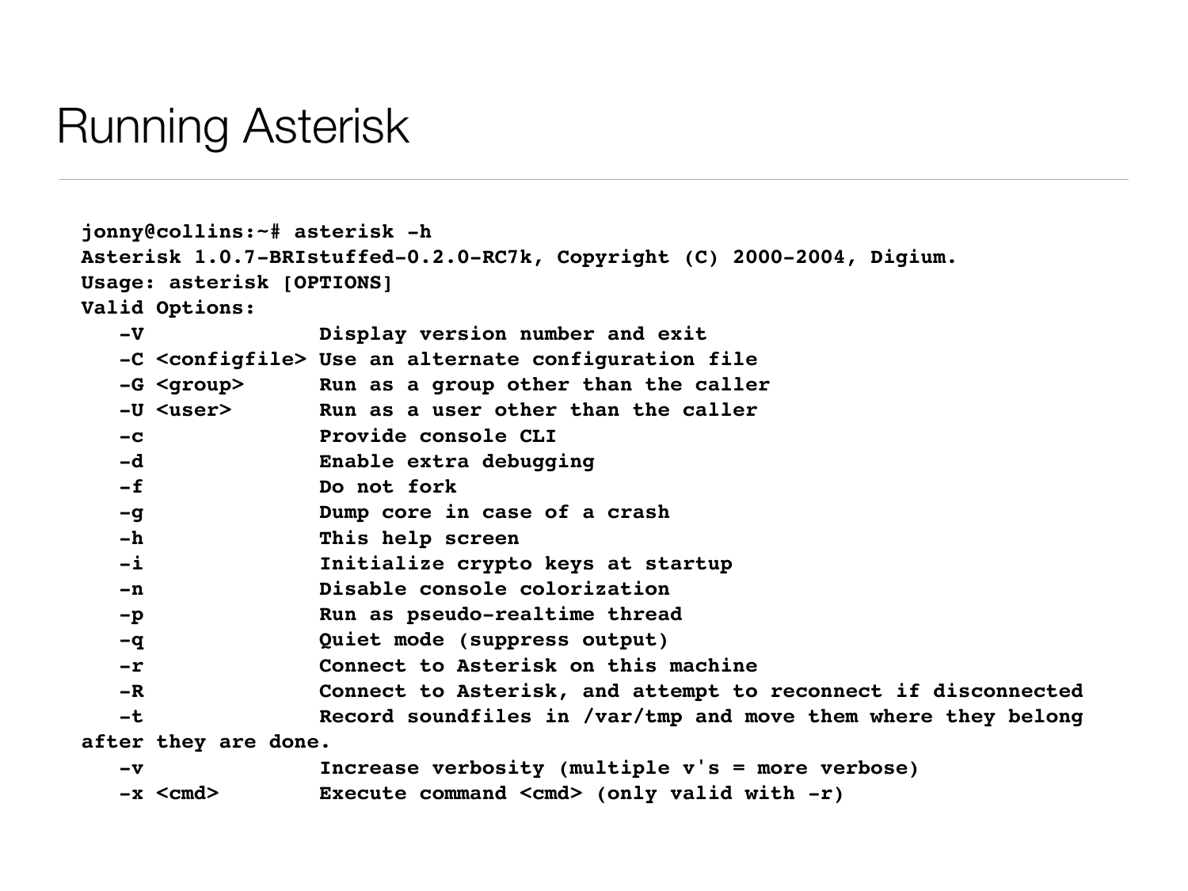# Running Asterisk

```
jonny@collins:~# asterisk -h
Asterisk 1.0.7-BRIstuffed-0.2.0-RC7k, Copyright (C) 2000-2004, Digium.
Usage: asterisk [OPTIONS]
Valid Options:
   -V              Display version number and exit
   -C <configfile> Use an alternate configuration file
   -G <group>      Run as a group other than the caller
   -U <user>       Run as a user other than the caller
   -c              Provide console CLI
   -d              Enable extra debugging
   -f              Do not fork
   -g              Dump core in case of a crash
   -h              This help screen
   -i              Initialize crypto keys at startup
   -n              Disable console colorization
   -p              Run as pseudo-realtime thread
   -q              Quiet mode (suppress output)
   -r              Connect to Asterisk on this machine
   -R              Connect to Asterisk, and attempt to reconnect if disconnected
   -t              Record soundfiles in /var/tmp and move them where they belong
after they are done.
   -v              Increase verbosity (multiple v's = more verbose)
   -x <cmd>        Execute command <cmd> (only valid with -r)
```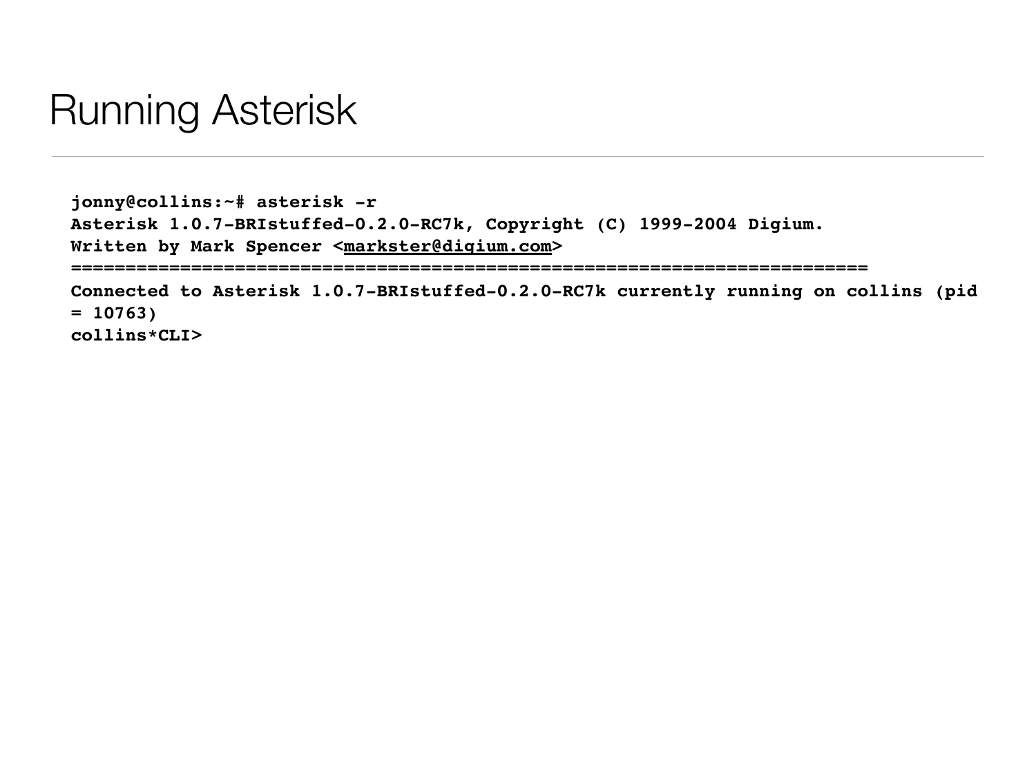# Running Asterisk

```
jonny@collins:~# asterisk -r
Asterisk 1.0.7-BRIstuffed-0.2.0-RC7k, Copyright (C) 1999-2004 Digium.
Written by Mark Spencer <markster@digium.com>
=========================================================================
Connected to Asterisk 1.0.7-BRIstuffed-0.2.0-RC7k currently running on collins (pid
= 10763)
collins*CLI>
```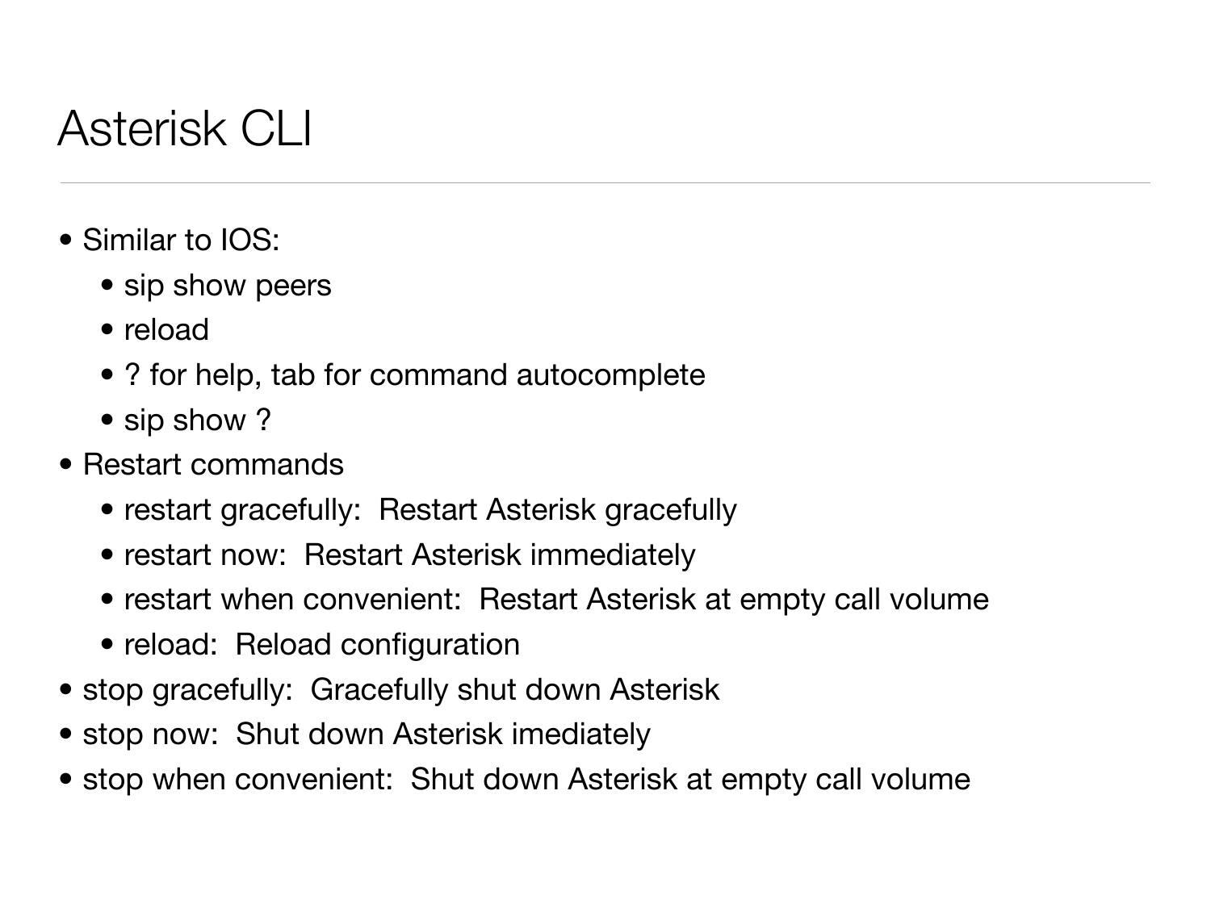# Asterisk CLI

- Similar to IOS:
  - sip show peers
  - reload
  - ? for help, tab for command autocomplete
  - sip show ?
- Restart commands
  - restart gracefully: Restart Asterisk gracefully
  - restart now: Restart Asterisk immediately
  - restart when convenient: Restart Asterisk at empty call volume
  - reload: Reload configuration
- stop gracefully: Gracefully shut down Asterisk
- stop now: Shut down Asterisk imediately
- stop when convenient: Shut down Asterisk at empty call volume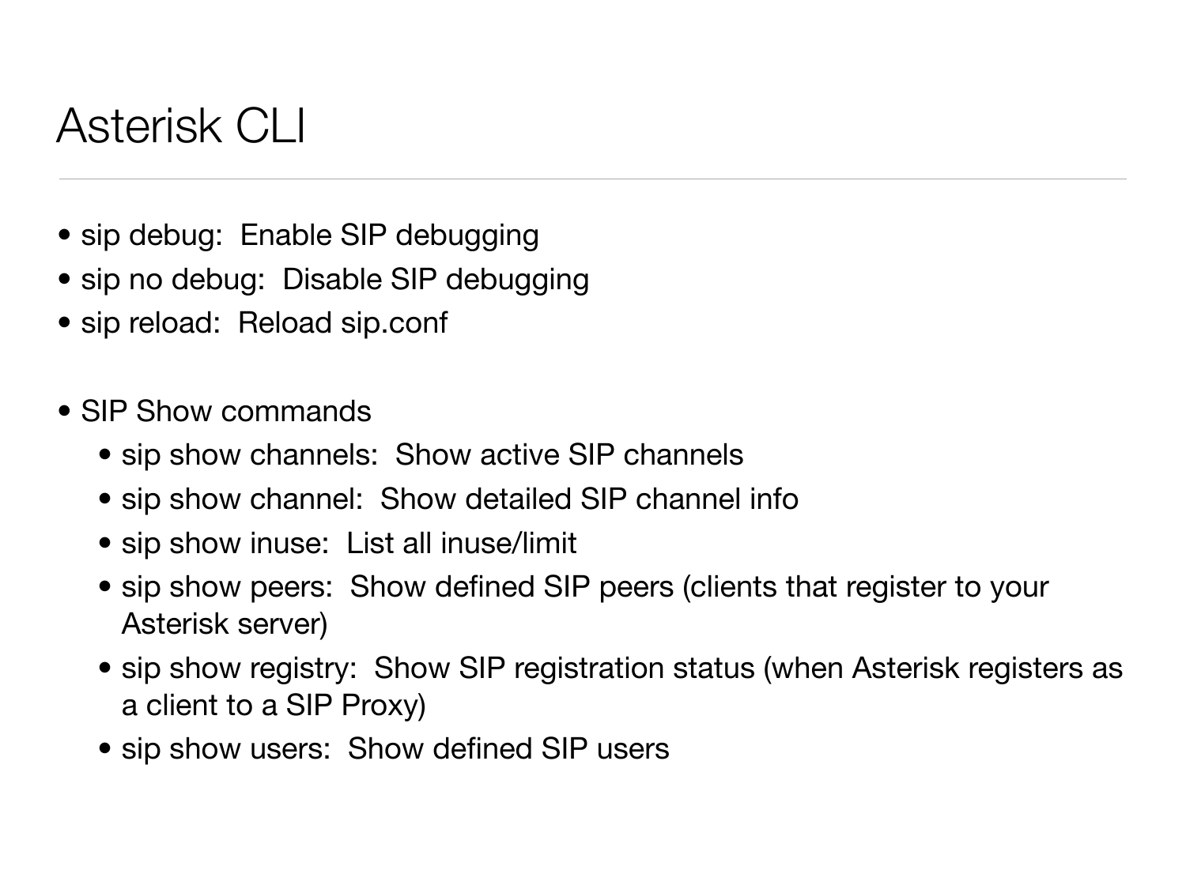# Asterisk CLI

- sip debug:  Enable SIP debugging
- sip no debug:  Disable SIP debugging
- sip reload:  Reload sip.conf

- SIP Show commands
  - sip show channels:  Show active SIP channels
  - sip show channel:  Show detailed SIP channel info
  - sip show inuse:  List all inuse/limit
  - sip show peers:  Show defined SIP peers (clients that register to your Asterisk server)
  - sip show registry:  Show SIP registration status (when Asterisk registers as a client to a SIP Proxy)
  - sip show users:  Show defined SIP users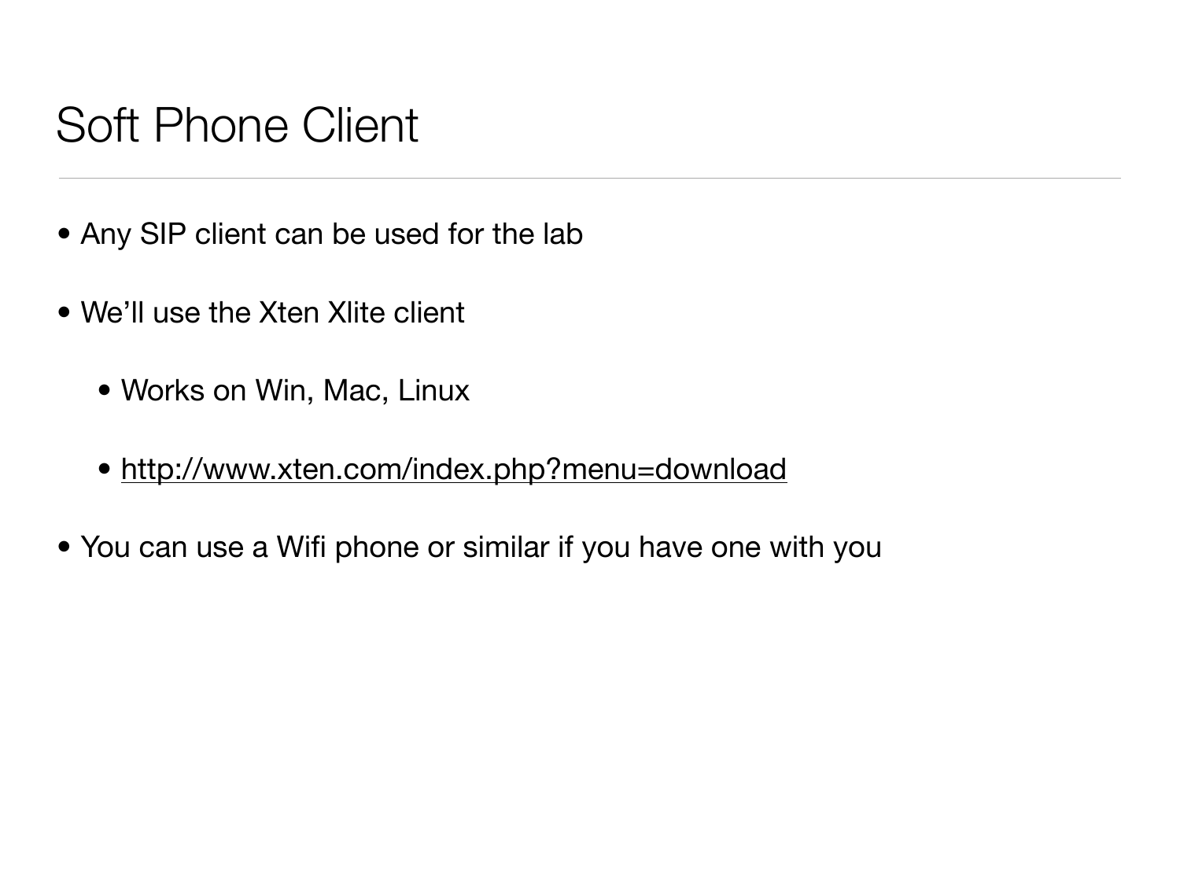# Soft Phone Client

- Any SIP client can be used for the lab
- We'll use the Xten Xlite client
  - Works on Win, Mac, Linux
  - http://www.xten.com/index.php?menu=download
- You can use a Wifi phone or similar if you have one with you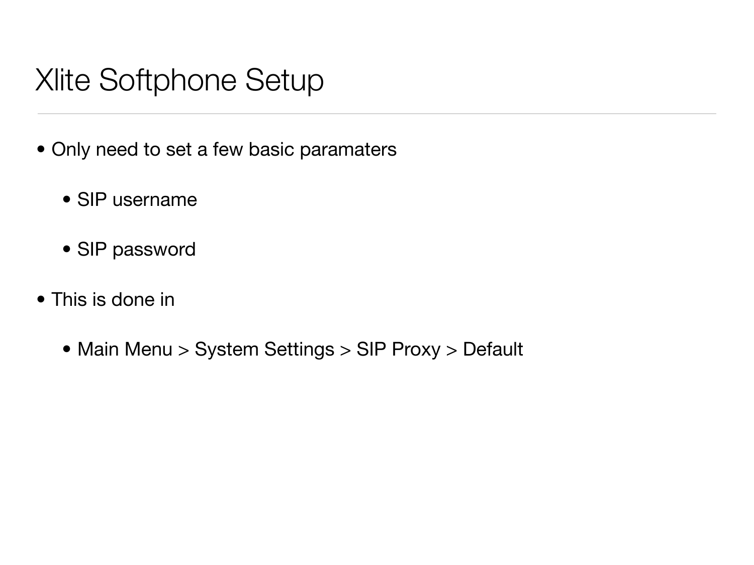# Xlite Softphone Setup

- Only need to set a few basic paramaters
  - SIP username
  - SIP password
- This is done in
  - Main Menu > System Settings > SIP Proxy > Default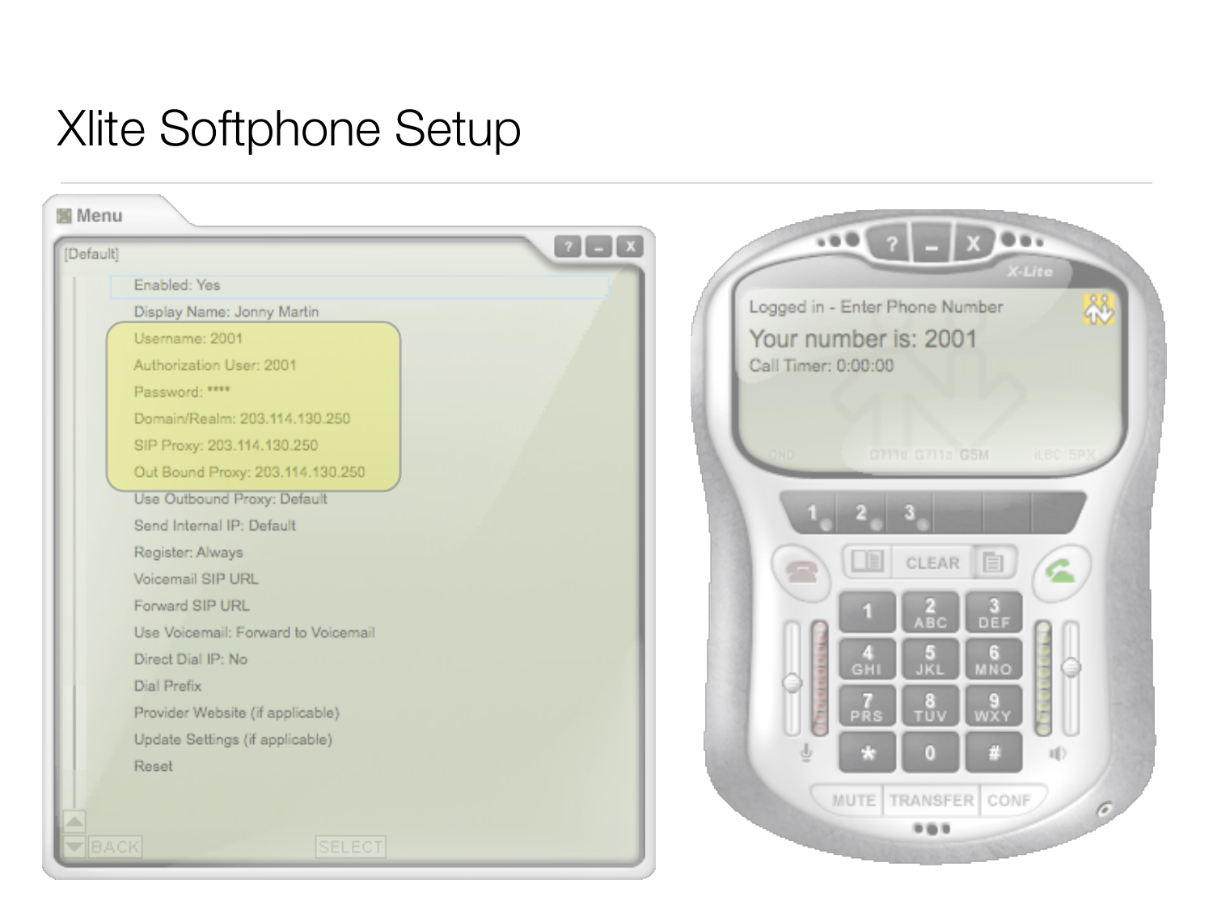# Xlite Softphone Setup

[Default]

- Enabled: Yes
- Display Name: Jonny Martin
- Username: 2001
- Authorization User: 2001
- Password: ****
- Domain/Realm: 203.114.130.250
- SIP Proxy: 203.114.130.250
- Out Bound Proxy: 203.114.130.250
- Use Outbound Proxy: Default
- Send Internal IP: Default
- Register: Always
- Voicemail SIP URL
- Forward SIP URL
- Use Voicemail: Forward to Voicemail
- Direct Dial IP: No
- Dial Prefix
- Provider Website (if applicable)
- Update Settings (if applicable)
- Reset

Logged in - Enter Phone Number

Your number is: 2001

Call Timer: 0:00:00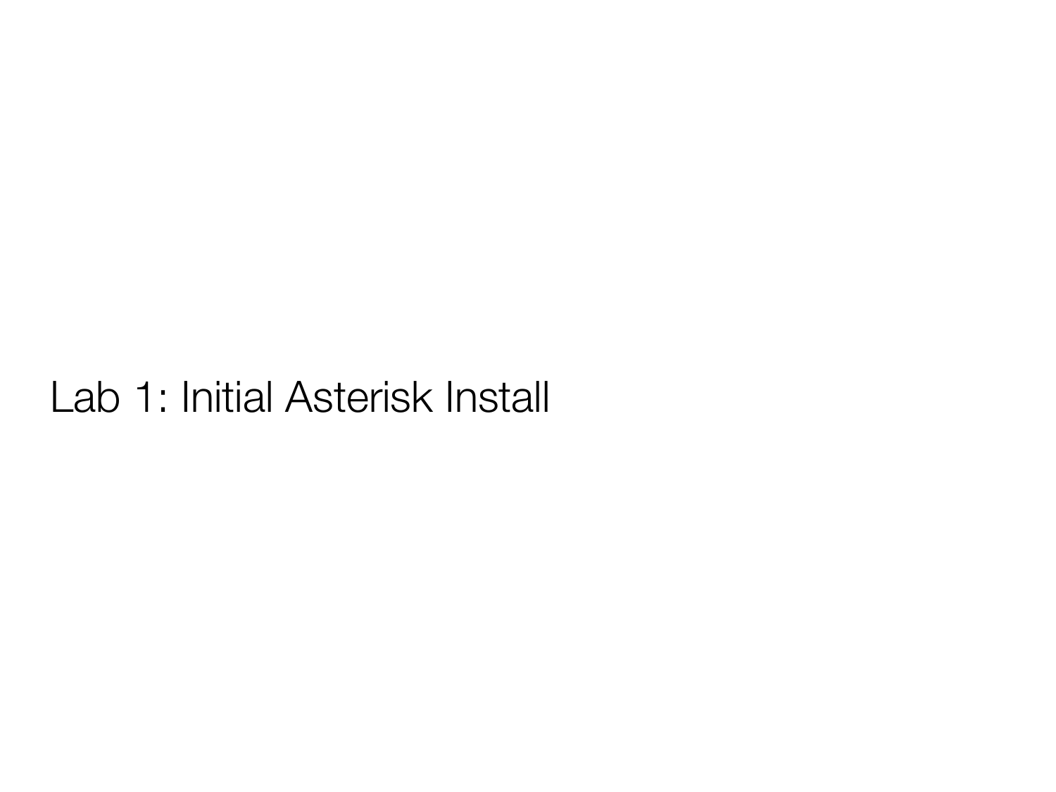# Lab 1: Initial Asterisk Install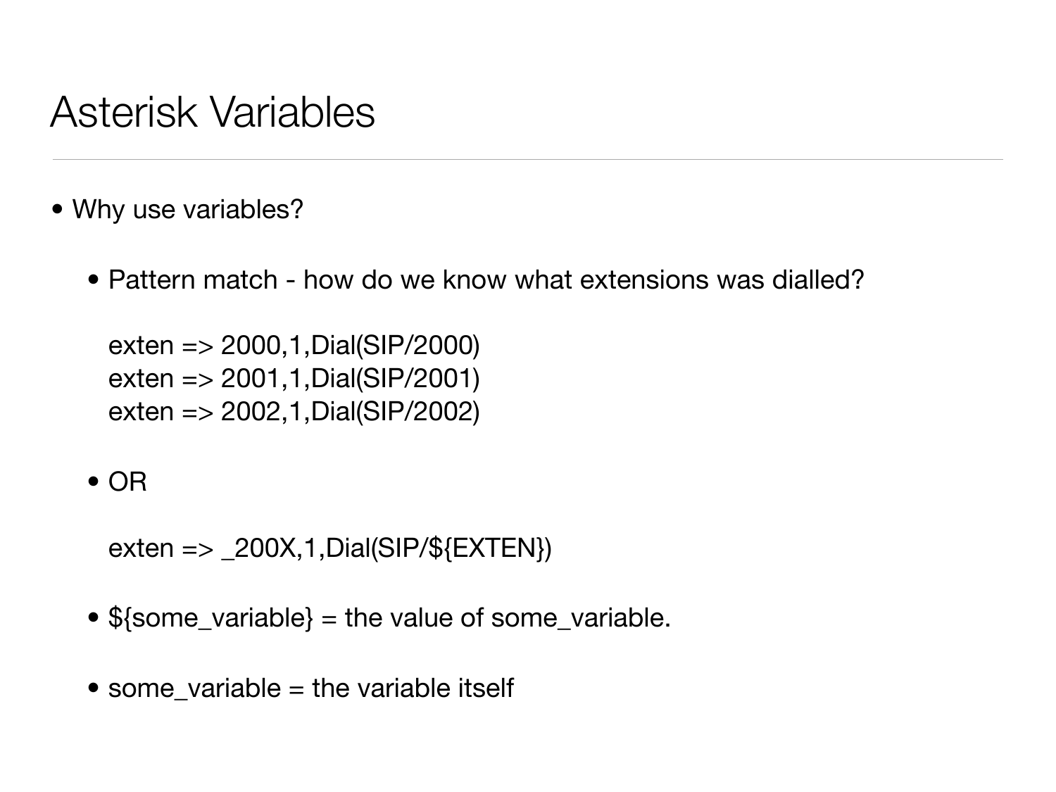# Asterisk Variables

- Why use variables?
  - Pattern match - how do we know what extensions was dialled?

    ```
    exten => 2000,1,Dial(SIP/2000)
    exten => 2001,1,Dial(SIP/2001)
    exten => 2002,1,Dial(SIP/2002)
    ```

  - OR

    ```
    exten => _200X,1,Dial(SIP/${EXTEN})
    ```

  - ${some_variable} = the value of some_variable.
  - some_variable = the variable itself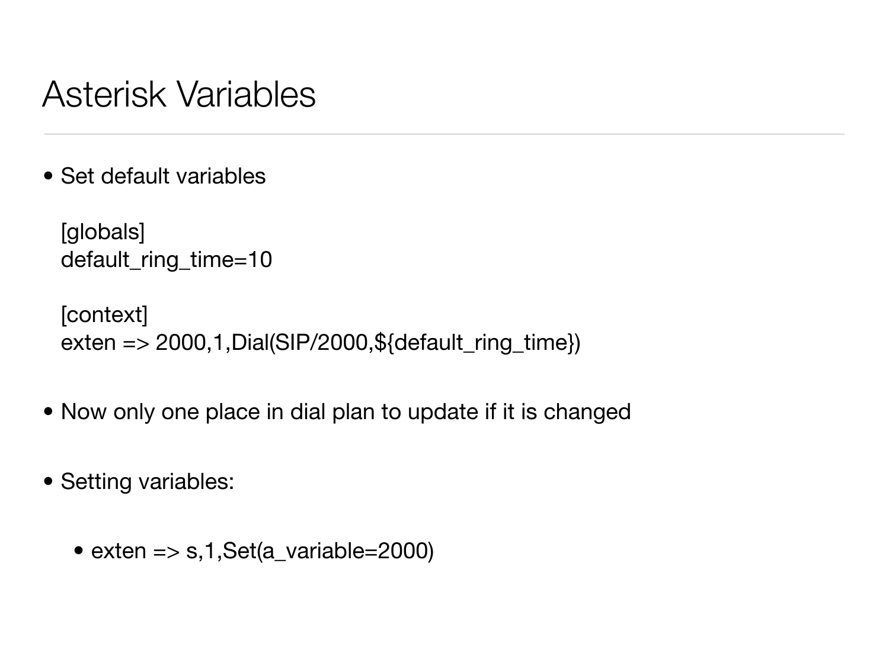# Asterisk Variables

- Set default variables

```
[globals]
default_ring_time=10

[context]
exten => 2000,1,Dial(SIP/2000,${default_ring_time})
```

- Now only one place in dial plan to update if it is changed

- Setting variables:

  - exten => s,1,Set(a_variable=2000)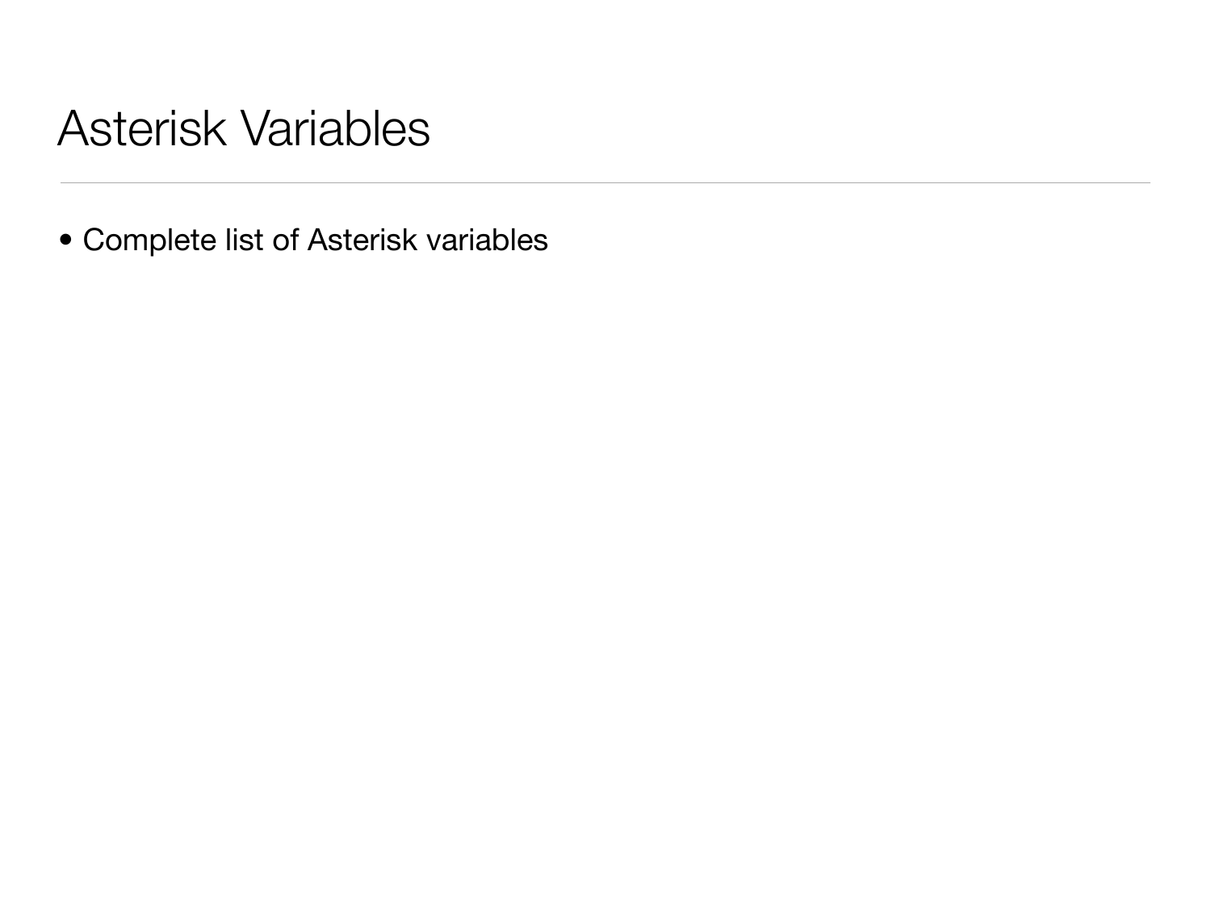# Asterisk Variables

- Complete list of Asterisk variables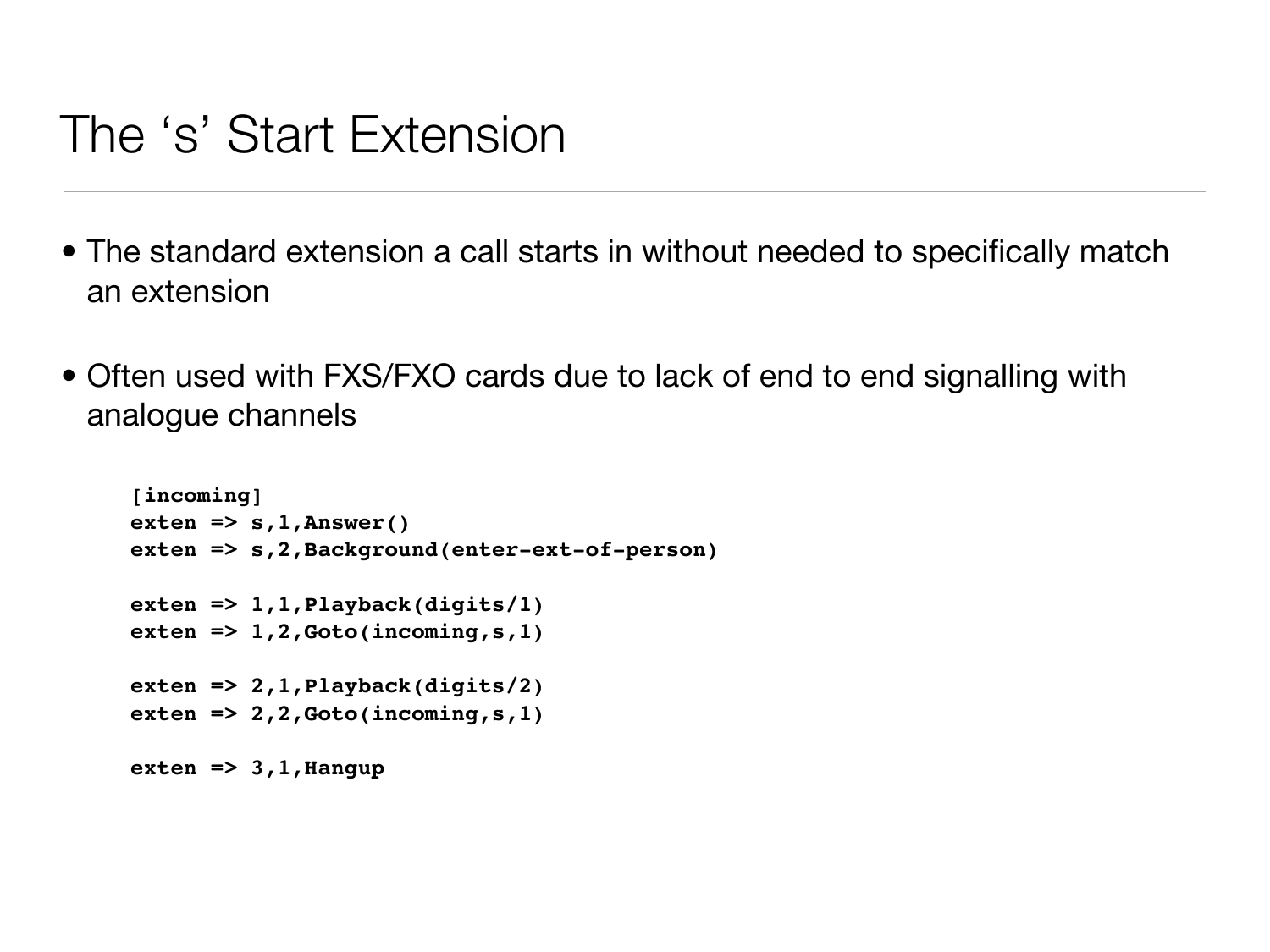# The ‘s’ Start Extension

- The standard extension a call starts in without needed to specifically match an extension
- Often used with FXS/FXO cards due to lack of end to end signalling with analogue channels

```
[incoming]
exten => s,1,Answer()
exten => s,2,Background(enter-ext-of-person)

exten => 1,1,Playback(digits/1)
exten => 1,2,Goto(incoming,s,1)

exten => 2,1,Playback(digits/2)
exten => 2,2,Goto(incoming,s,1)

exten => 3,1,Hangup
```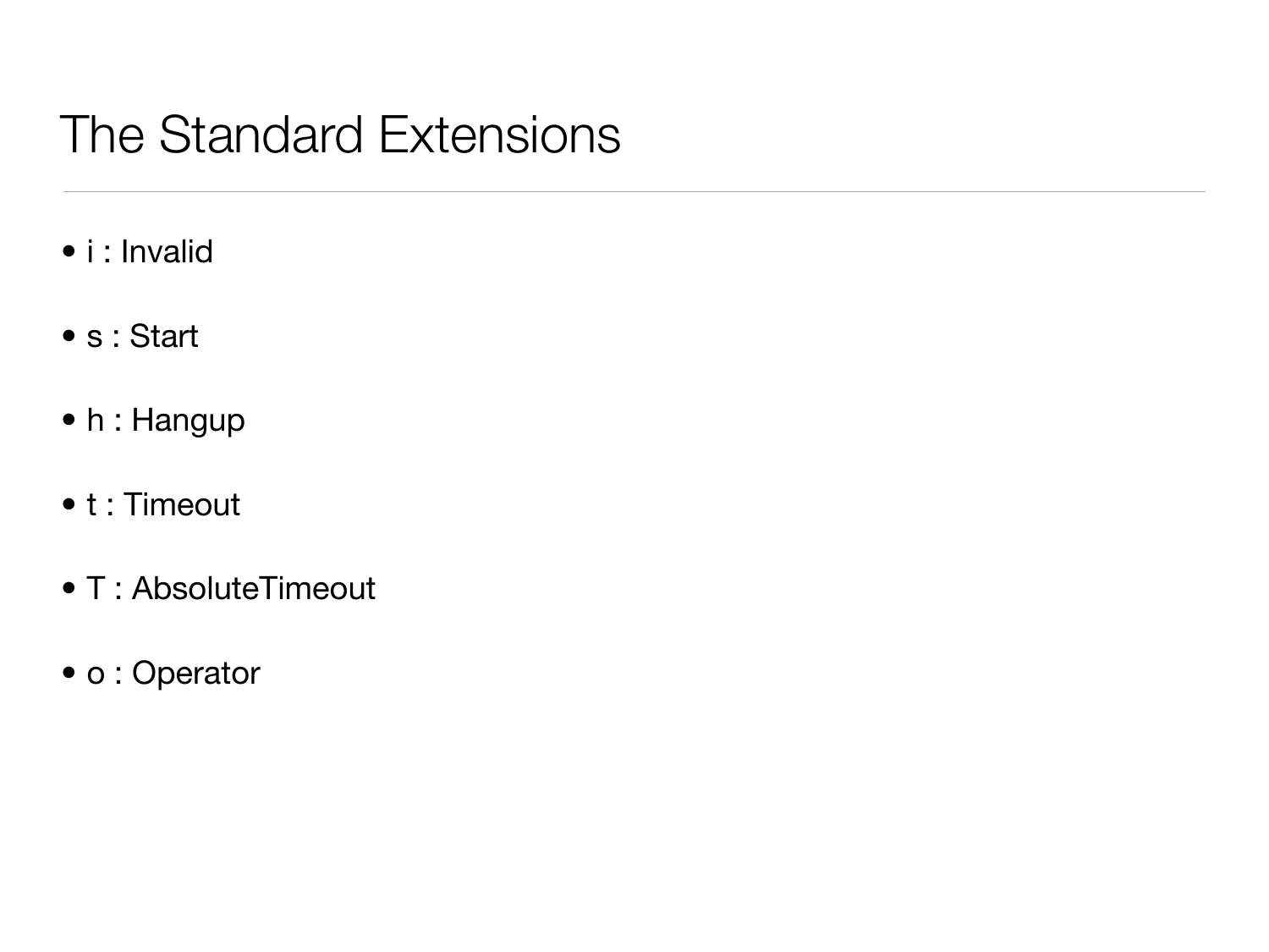# The Standard Extensions

- i : Invalid
- s : Start
- h : Hangup
- t : Timeout
- T : AbsoluteTimeout
- o : Operator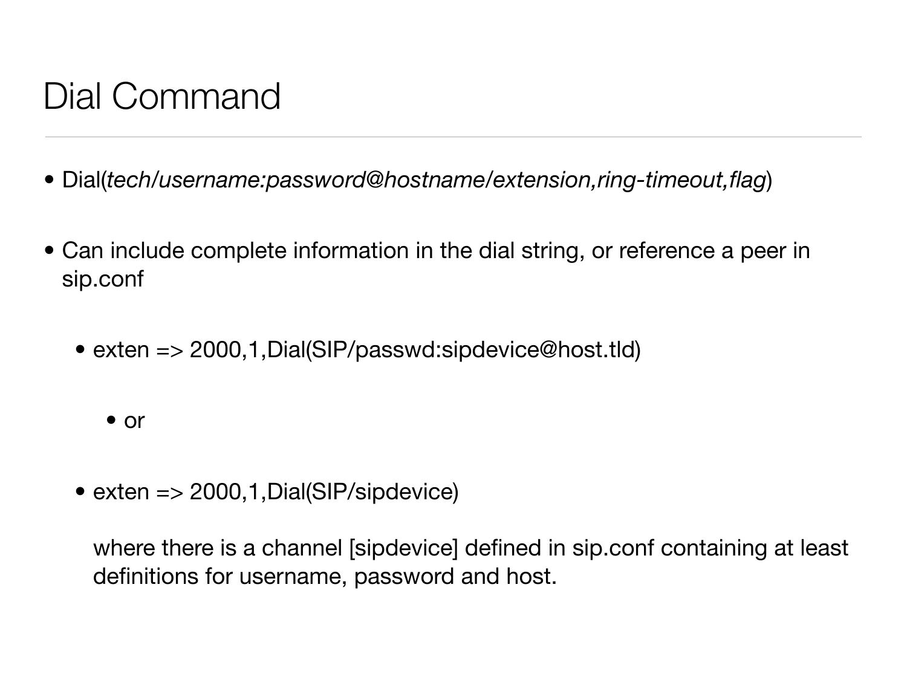# Dial Command

- Dial(*tech/username:password@hostname/extension,ring-timeout,flag*)

- Can include complete information in the dial string, or reference a peer in sip.conf

  - exten => 2000,1,Dial(SIP/passwd:sipdevice@host.tld)

    - or

  - exten => 2000,1,Dial(SIP/sipdevice)

    where there is a channel [sipdevice] defined in sip.conf containing at least definitions for username, password and host.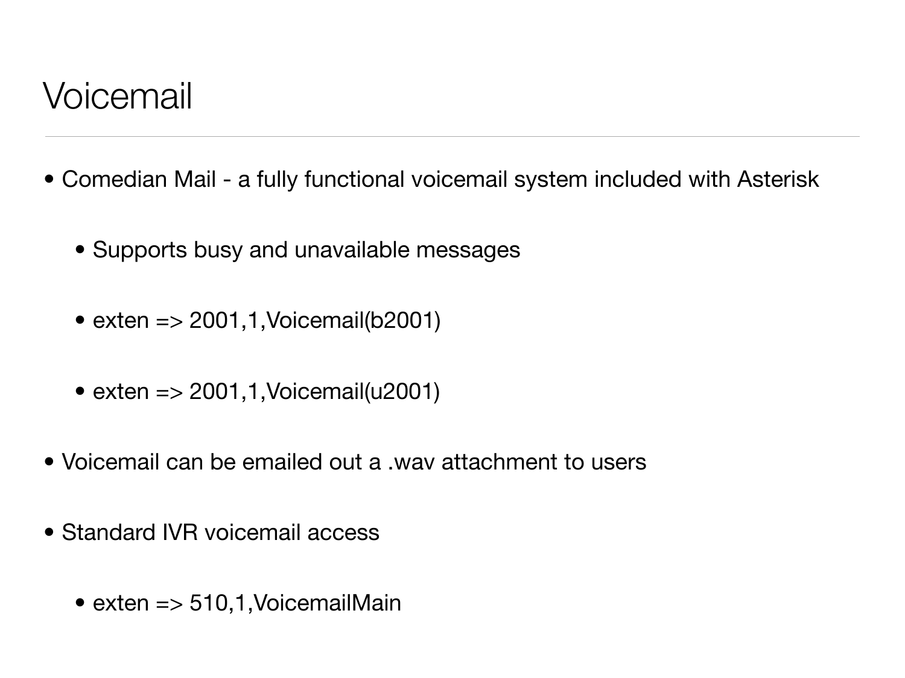# Voicemail

- Comedian Mail - a fully functional voicemail system included with Asterisk
  - Supports busy and unavailable messages
  - exten => 2001,1,Voicemail(b2001)
  - exten => 2001,1,Voicemail(u2001)
- Voicemail can be emailed out a .wav attachment to users
- Standard IVR voicemail access
  - exten => 510,1,VoicemailMain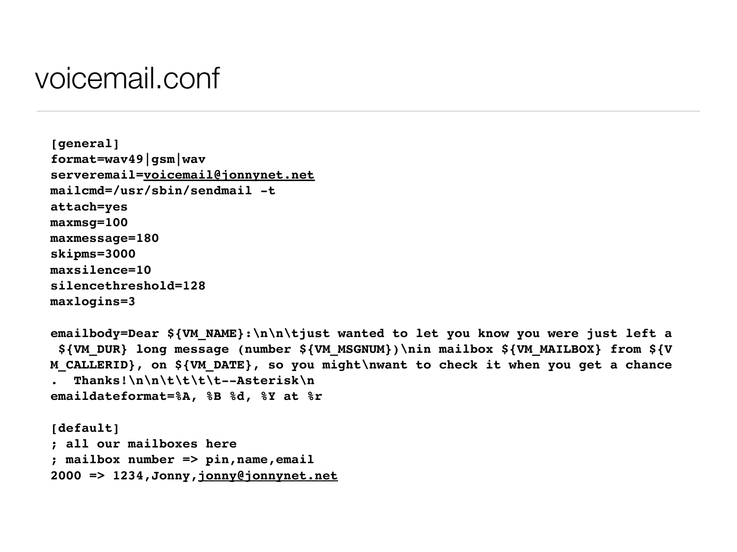# voicemail.conf

```
[general]
format=wav49|gsm|wav
serveremail=voicemail@jonnynet.net
mailcmd=/usr/sbin/sendmail -t
attach=yes
maxmsg=100
maxmessage=180
skipms=3000
maxsilence=10
silencethreshold=128
maxlogins=3

emailbody=Dear ${VM_NAME}:\n\n\tjust wanted to let you know you were just left a
 ${VM_DUR} long message (number ${VM_MSGNUM})\nin mailbox ${VM_MAILBOX} from ${V
M_CALLERID}, on ${VM_DATE}, so you might\nwant to check it when you get a chance
.  Thanks!\n\n\t\t\t\t--Asterisk\n
emaildateformat=%A, %B %d, %Y at %r

[default]
; all our mailboxes here
; mailbox number => pin,name,email
2000 => 1234,Jonny,jonny@jonnynet.net
```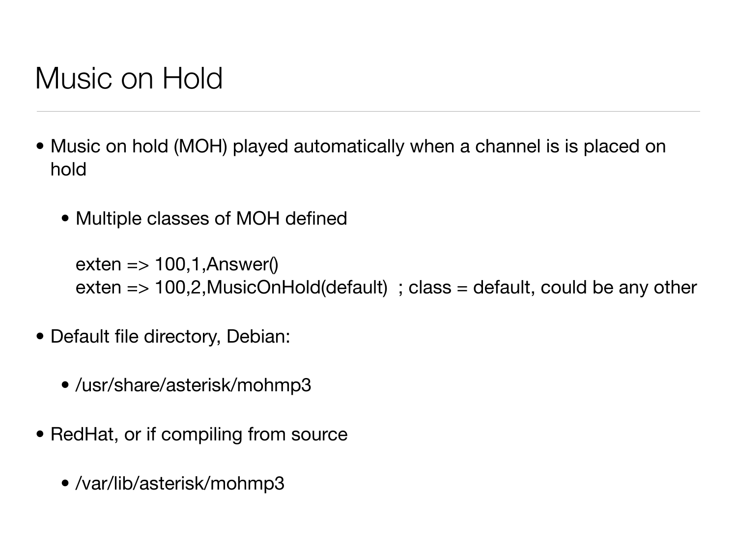# Music on Hold

- Music on hold (MOH) played automatically when a channel is is placed on hold
  - Multiple classes of MOH defined

    ```
    exten => 100,1,Answer()
    exten => 100,2,MusicOnHold(default)  ; class = default, could be any other
    ```

- Default file directory, Debian:
  - /usr/share/asterisk/mohmp3
- RedHat, or if compiling from source
  - /var/lib/asterisk/mohmp3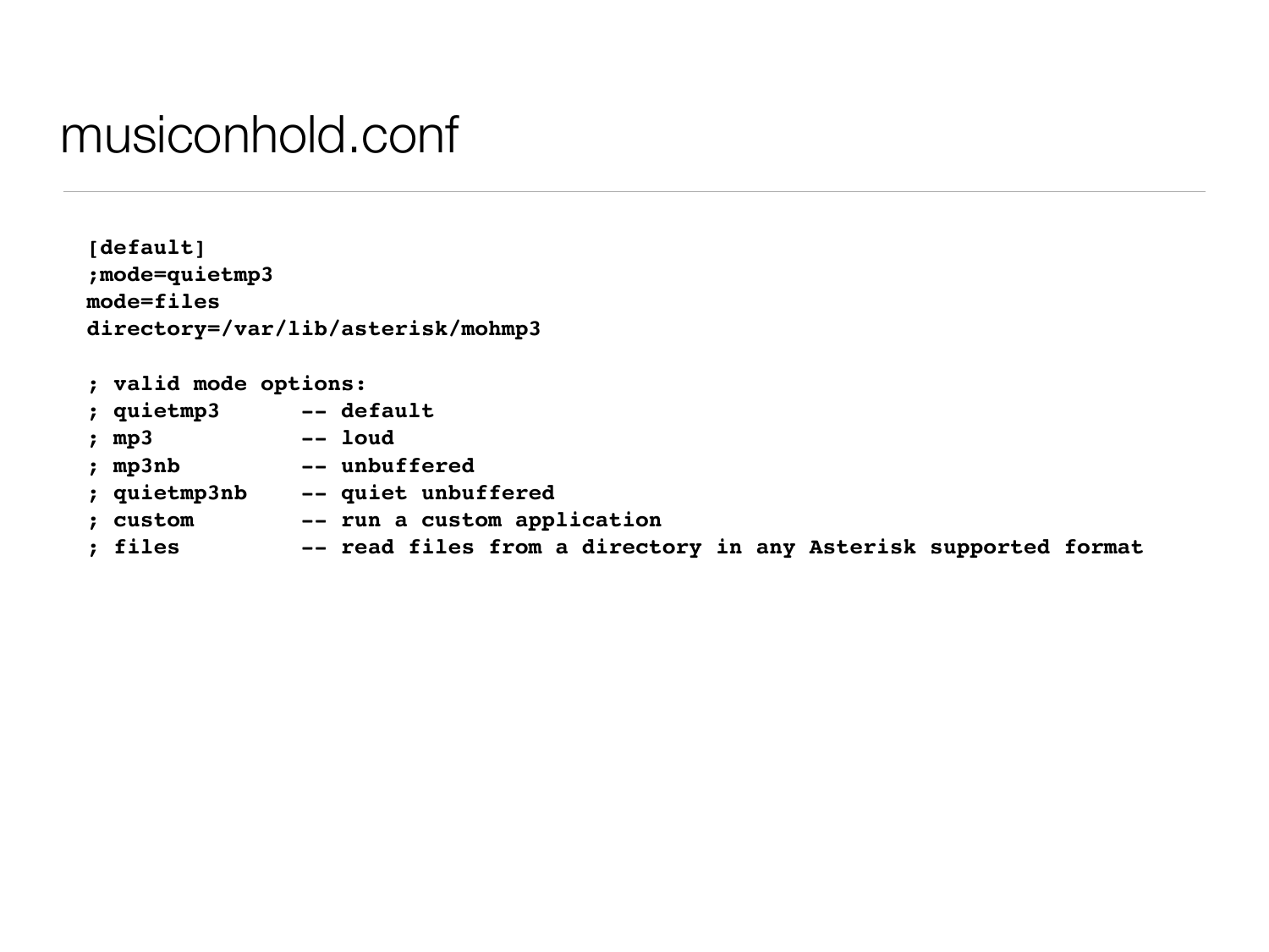# musiconhold.conf

```
[default]
;mode=quietmp3
mode=files
directory=/var/lib/asterisk/mohmp3

; valid mode options:
; quietmp3      -- default
; mp3           -- loud
; mp3nb         -- unbuffered
; quietmp3nb    -- quiet unbuffered
; custom        -- run a custom application
; files         -- read files from a directory in any Asterisk supported format
```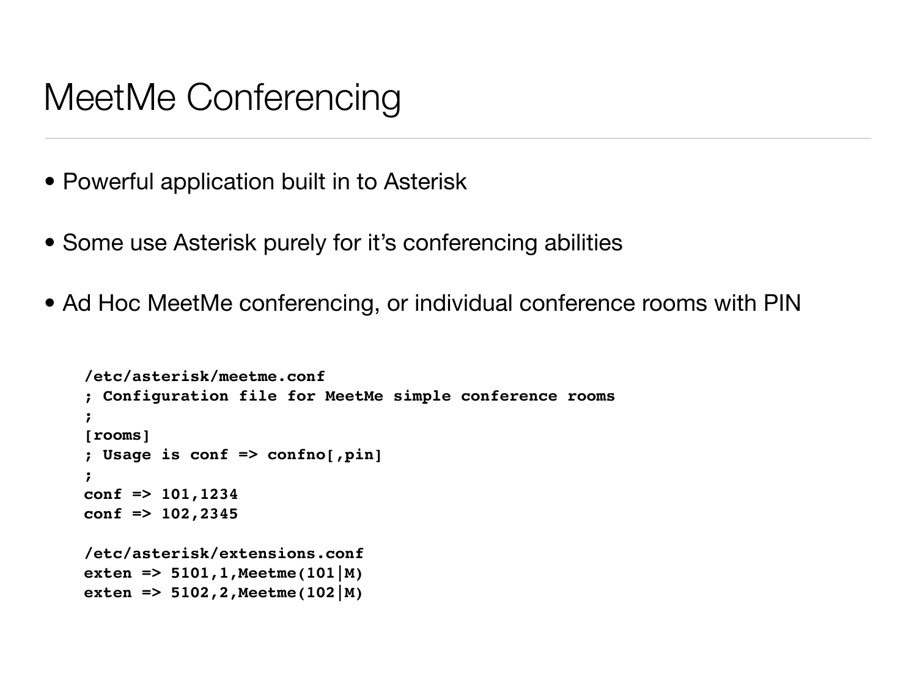# MeetMe Conferencing

- Powerful application built in to Asterisk
- Some use Asterisk purely for it's conferencing abilities
- Ad Hoc MeetMe conferencing, or individual conference rooms with PIN

```
/etc/asterisk/meetme.conf
; Configuration file for MeetMe simple conference rooms
;
[rooms]
; Usage is conf => confno[,pin]
;
conf => 101,1234
conf => 102,2345

/etc/asterisk/extensions.conf
exten => 5101,1,Meetme(101|M)
exten => 5102,2,Meetme(102|M)
```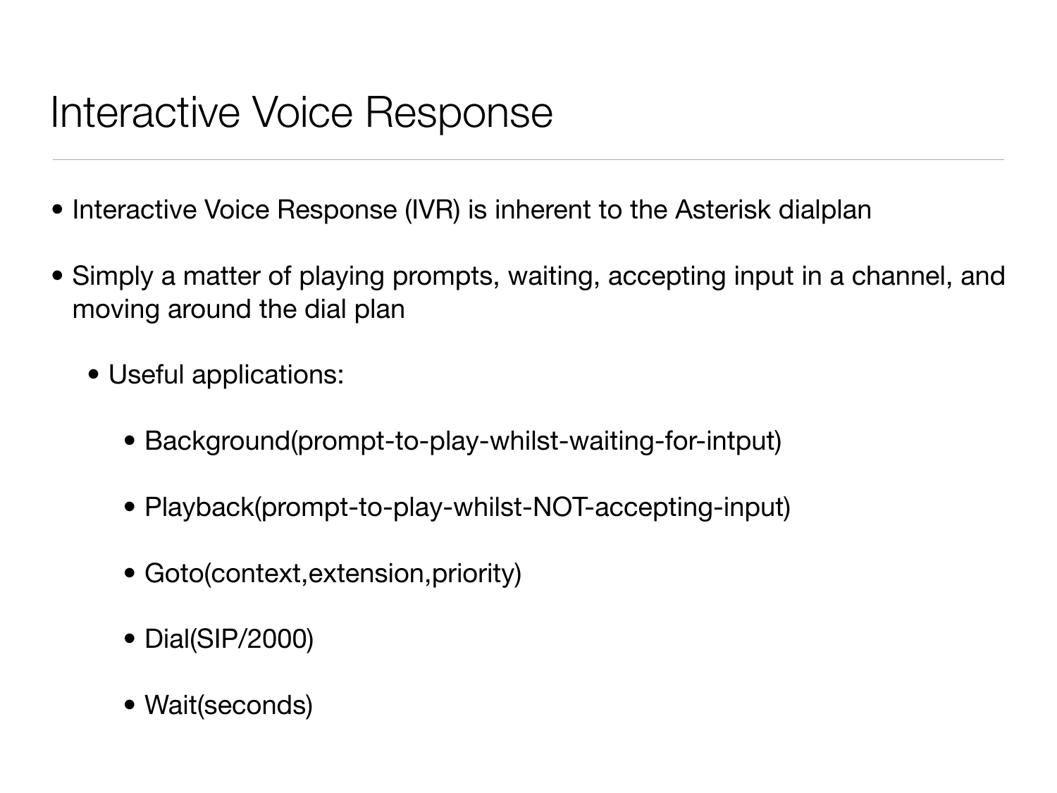# Interactive Voice Response

- Interactive Voice Response (IVR) is inherent to the Asterisk dialplan
- Simply a matter of playing prompts, waiting, accepting input in a channel, and moving around the dial plan
  - Useful applications:
    - Background(prompt-to-play-whilst-waiting-for-intput)
    - Playback(prompt-to-play-whilst-NOT-accepting-input)
    - Goto(context,extension,priority)
    - Dial(SIP/2000)
    - Wait(seconds)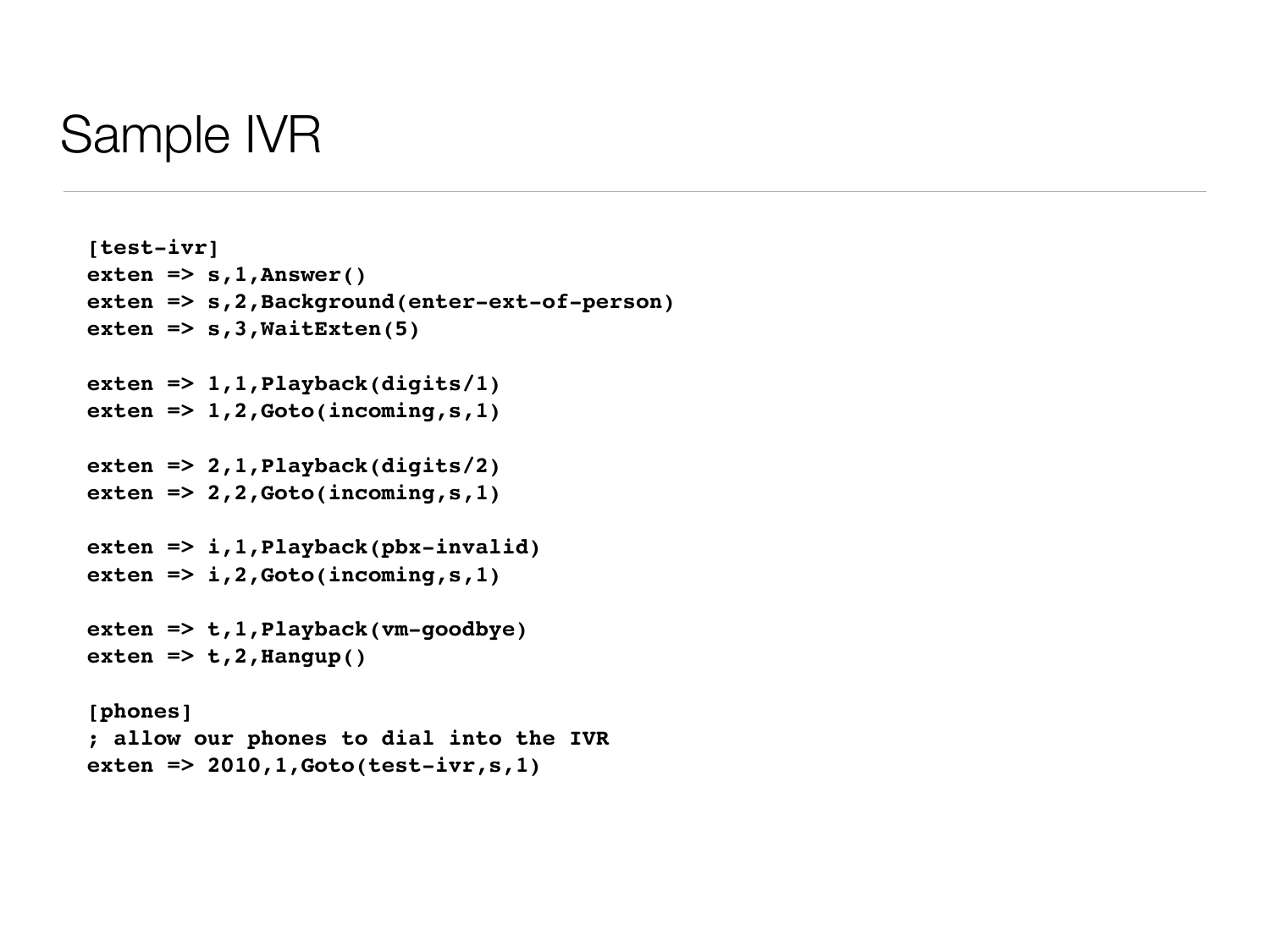# Sample IVR

```
[test-ivr]
exten => s,1,Answer()
exten => s,2,Background(enter-ext-of-person)
exten => s,3,WaitExten(5)

exten => 1,1,Playback(digits/1)
exten => 1,2,Goto(incoming,s,1)

exten => 2,1,Playback(digits/2)
exten => 2,2,Goto(incoming,s,1)

exten => i,1,Playback(pbx-invalid)
exten => i,2,Goto(incoming,s,1)

exten => t,1,Playback(vm-goodbye)
exten => t,2,Hangup()

[phones]
; allow our phones to dial into the IVR
exten => 2010,1,Goto(test-ivr,s,1)
```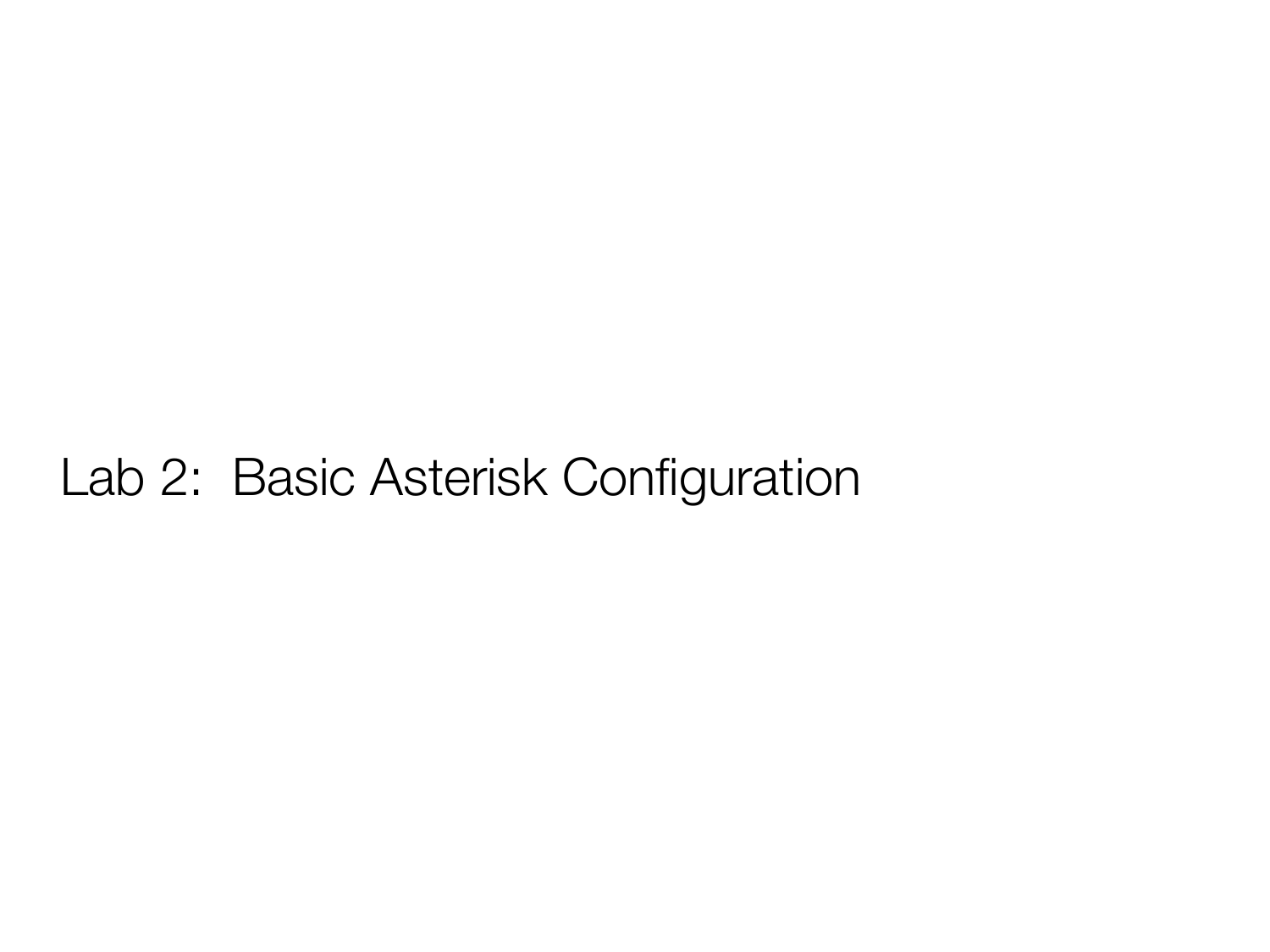# Lab 2: Basic Asterisk Configuration